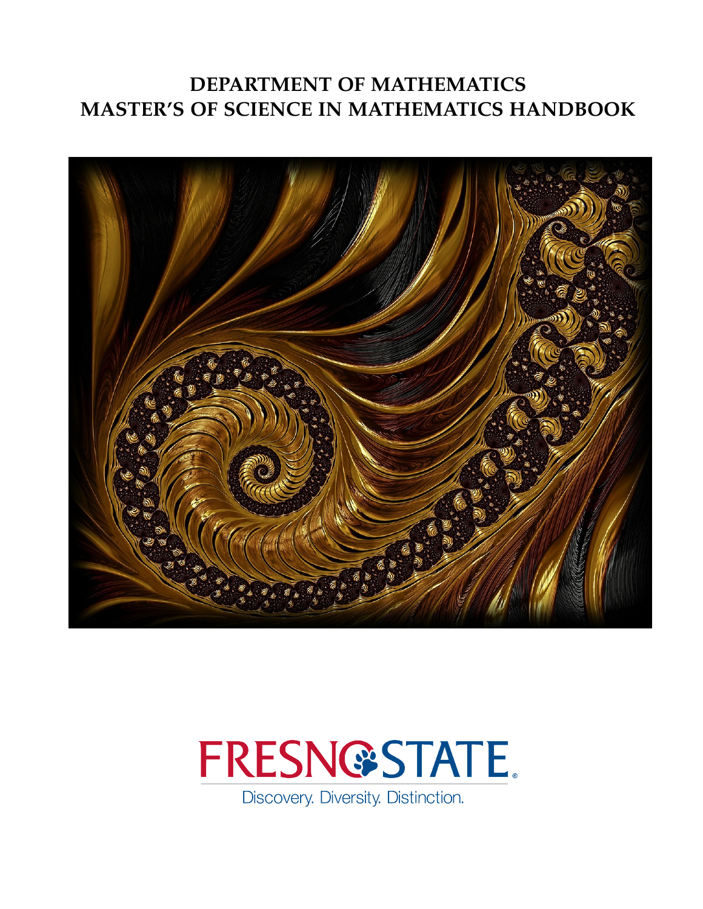# DEPARTMENT OF MATHEMATICS
# MASTER'S OF SCIENCE IN MATHEMATICS HANDBOOK

FRESNO STATE

Discovery. Diversity. Distinction.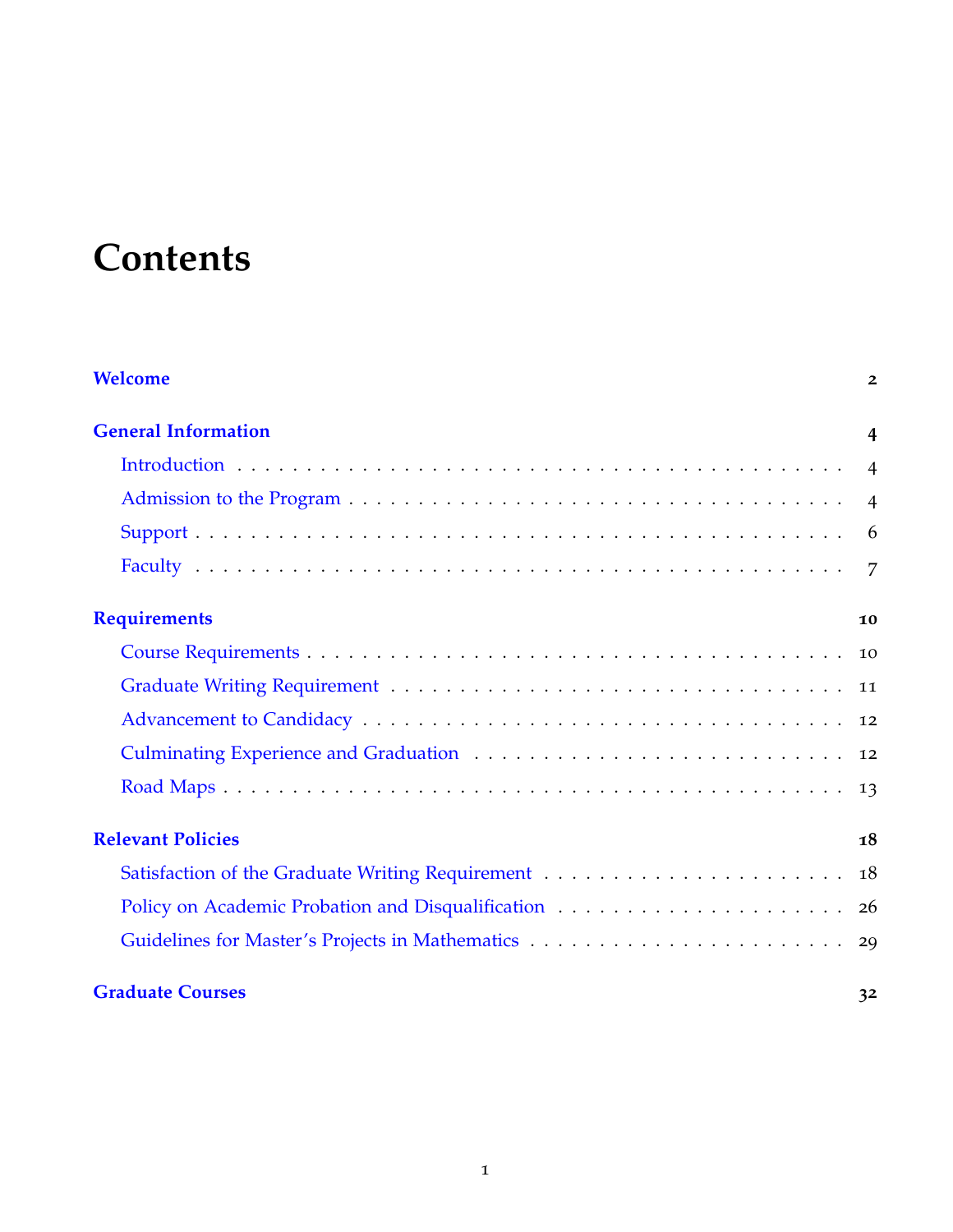# Contents

**Welcome** 2

**General Information** 4

- Introduction 4
- Admission to the Program 4
- Support 6
- Faculty 7

**Requirements** 10

- Course Requirements 10
- Graduate Writing Requirement 11
- Advancement to Candidacy 12
- Culminating Experience and Graduation 12
- Road Maps 13

**Relevant Policies** 18

- Satisfaction of the Graduate Writing Requirement 18
- Policy on Academic Probation and Disqualification 26
- Guidelines for Master's Projects in Mathematics 29

**Graduate Courses** 32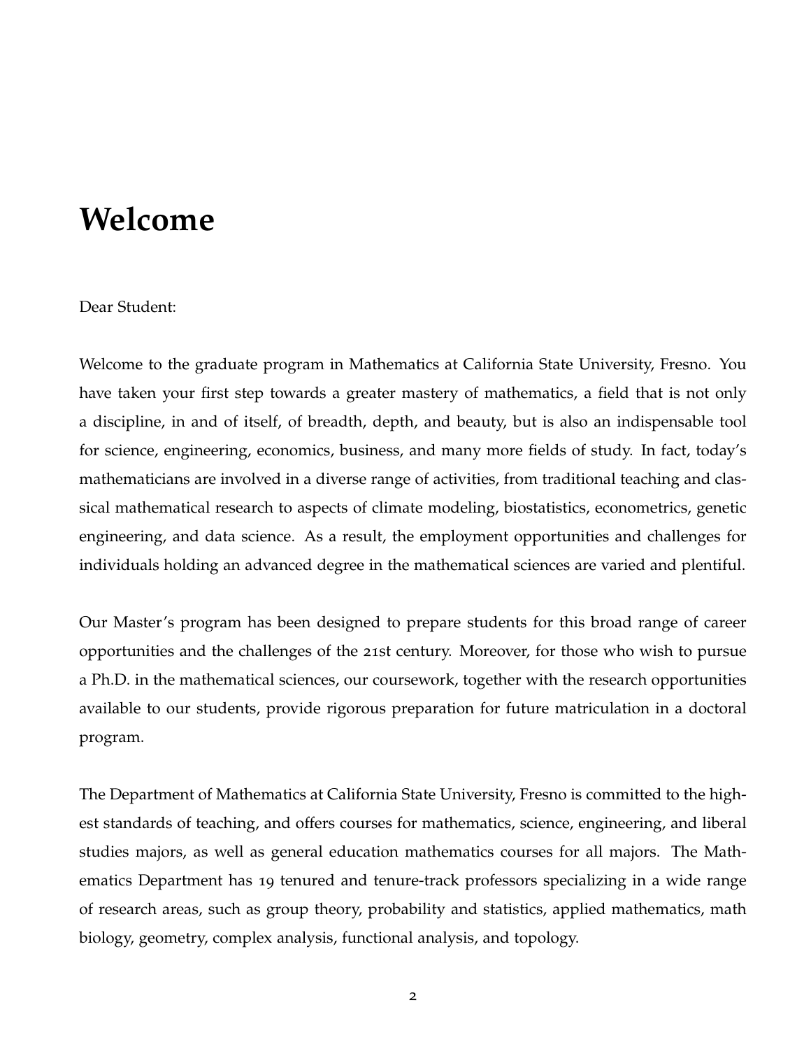# Welcome

Dear Student:

Welcome to the graduate program in Mathematics at California State University, Fresno. You have taken your first step towards a greater mastery of mathematics, a field that is not only a discipline, in and of itself, of breadth, depth, and beauty, but is also an indispensable tool for science, engineering, economics, business, and many more fields of study. In fact, today's mathematicians are involved in a diverse range of activities, from traditional teaching and classical mathematical research to aspects of climate modeling, biostatistics, econometrics, genetic engineering, and data science. As a result, the employment opportunities and challenges for individuals holding an advanced degree in the mathematical sciences are varied and plentiful.

Our Master's program has been designed to prepare students for this broad range of career opportunities and the challenges of the 21st century. Moreover, for those who wish to pursue a Ph.D. in the mathematical sciences, our coursework, together with the research opportunities available to our students, provide rigorous preparation for future matriculation in a doctoral program.

The Department of Mathematics at California State University, Fresno is committed to the highest standards of teaching, and offers courses for mathematics, science, engineering, and liberal studies majors, as well as general education mathematics courses for all majors. The Mathematics Department has 19 tenured and tenure-track professors specializing in a wide range of research areas, such as group theory, probability and statistics, applied mathematics, math biology, geometry, complex analysis, functional analysis, and topology.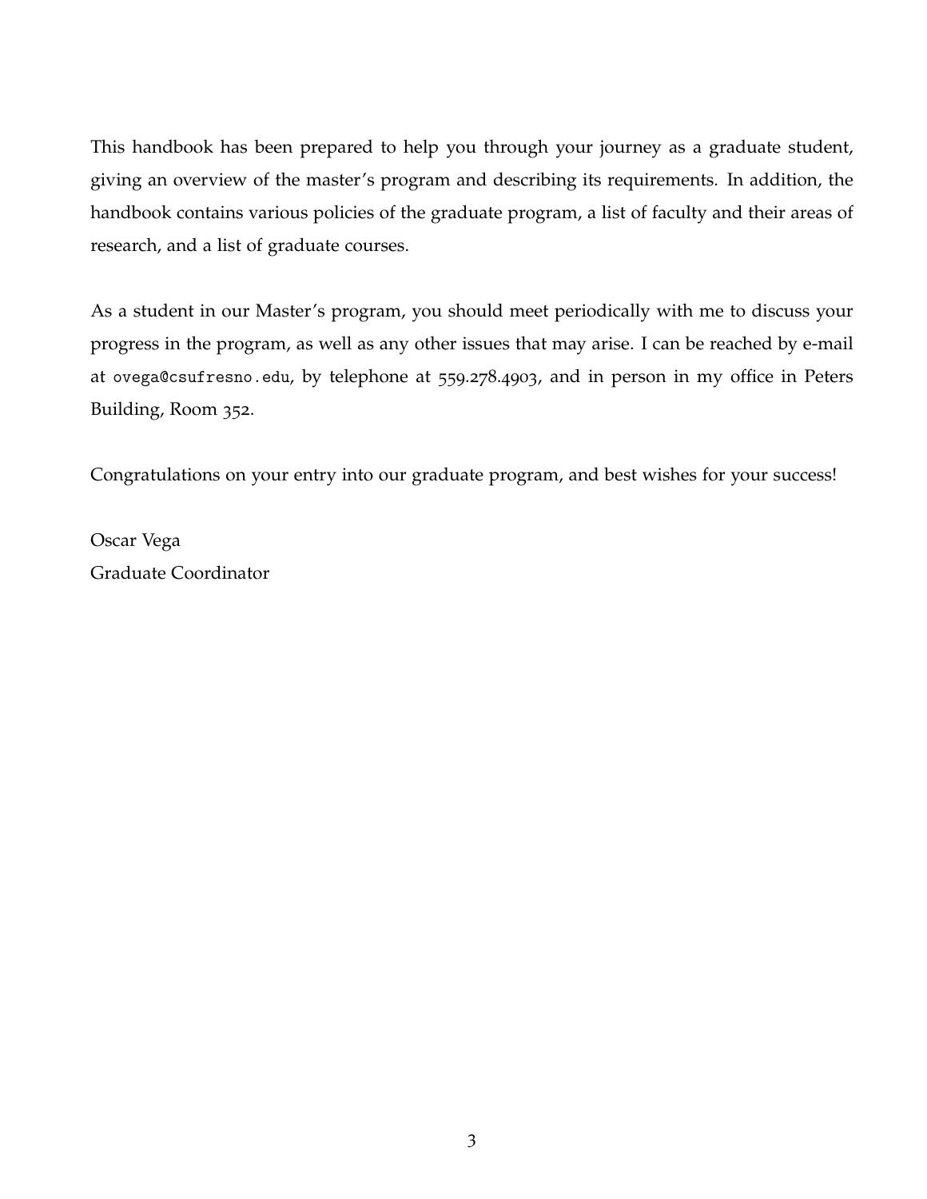This handbook has been prepared to help you through your journey as a graduate student, giving an overview of the master's program and describing its requirements. In addition, the handbook contains various policies of the graduate program, a list of faculty and their areas of research, and a list of graduate courses.

As a student in our Master's program, you should meet periodically with me to discuss your progress in the program, as well as any other issues that may arise. I can be reached by e-mail at `ovega@csufresno.edu`, by telephone at 559.278.4903, and in person in my office in Peters Building, Room 352.

Congratulations on your entry into our graduate program, and best wishes for your success!

Oscar Vega
Graduate Coordinator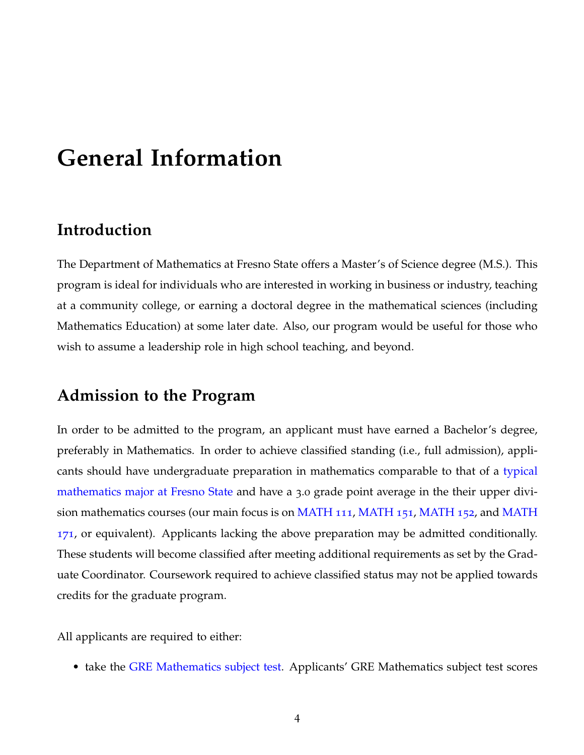# General Information

## Introduction

The Department of Mathematics at Fresno State offers a Master's of Science degree (M.S.). This program is ideal for individuals who are interested in working in business or industry, teaching at a community college, or earning a doctoral degree in the mathematical sciences (including Mathematics Education) at some later date. Also, our program would be useful for those who wish to assume a leadership role in high school teaching, and beyond.

## Admission to the Program

In order to be admitted to the program, an applicant must have earned a Bachelor's degree, preferably in Mathematics. In order to achieve classified standing (i.e., full admission), applicants should have undergraduate preparation in mathematics comparable to that of a typical mathematics major at Fresno State and have a 3.0 grade point average in the their upper division mathematics courses (our main focus is on MATH 111, MATH 151, MATH 152, and MATH 171, or equivalent). Applicants lacking the above preparation may be admitted conditionally. These students will become classified after meeting additional requirements as set by the Graduate Coordinator. Coursework required to achieve classified status may not be applied towards credits for the graduate program.

All applicants are required to either:

- take the GRE Mathematics subject test. Applicants' GRE Mathematics subject test scores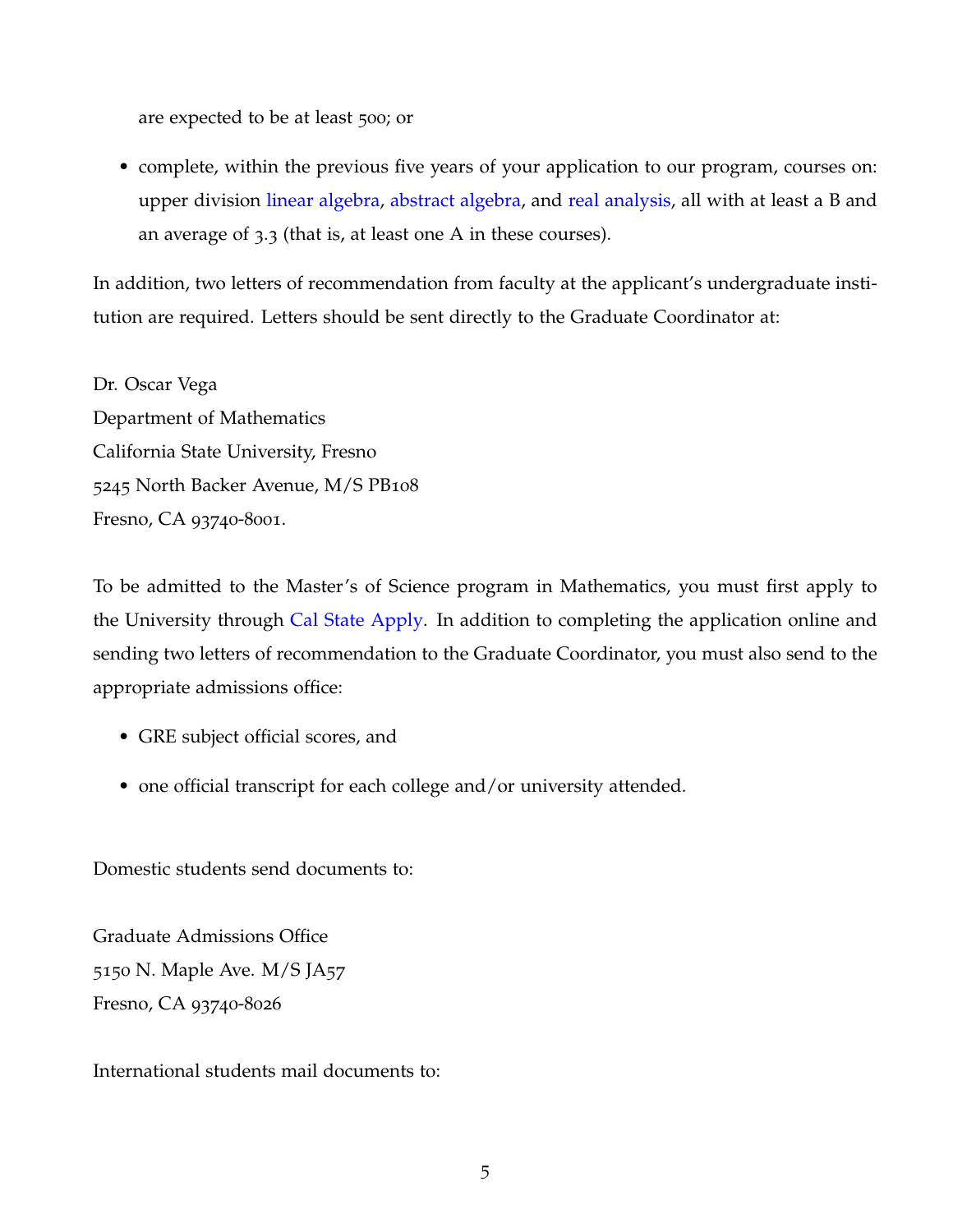are expected to be at least 500; or

- complete, within the previous five years of your application to our program, courses on: upper division linear algebra, abstract algebra, and real analysis, all with at least a B and an average of 3.3 (that is, at least one A in these courses).

In addition, two letters of recommendation from faculty at the applicant's undergraduate institution are required. Letters should be sent directly to the Graduate Coordinator at:

Dr. Oscar Vega
Department of Mathematics
California State University, Fresno
5245 North Backer Avenue, M/S PB108
Fresno, CA 93740-8001.

To be admitted to the Master's of Science program in Mathematics, you must first apply to the University through Cal State Apply. In addition to completing the application online and sending two letters of recommendation to the Graduate Coordinator, you must also send to the appropriate admissions office:

- GRE subject official scores, and
- one official transcript for each college and/or university attended.

Domestic students send documents to:

Graduate Admissions Office
5150 N. Maple Ave. M/S JA57
Fresno, CA 93740-8026

International students mail documents to: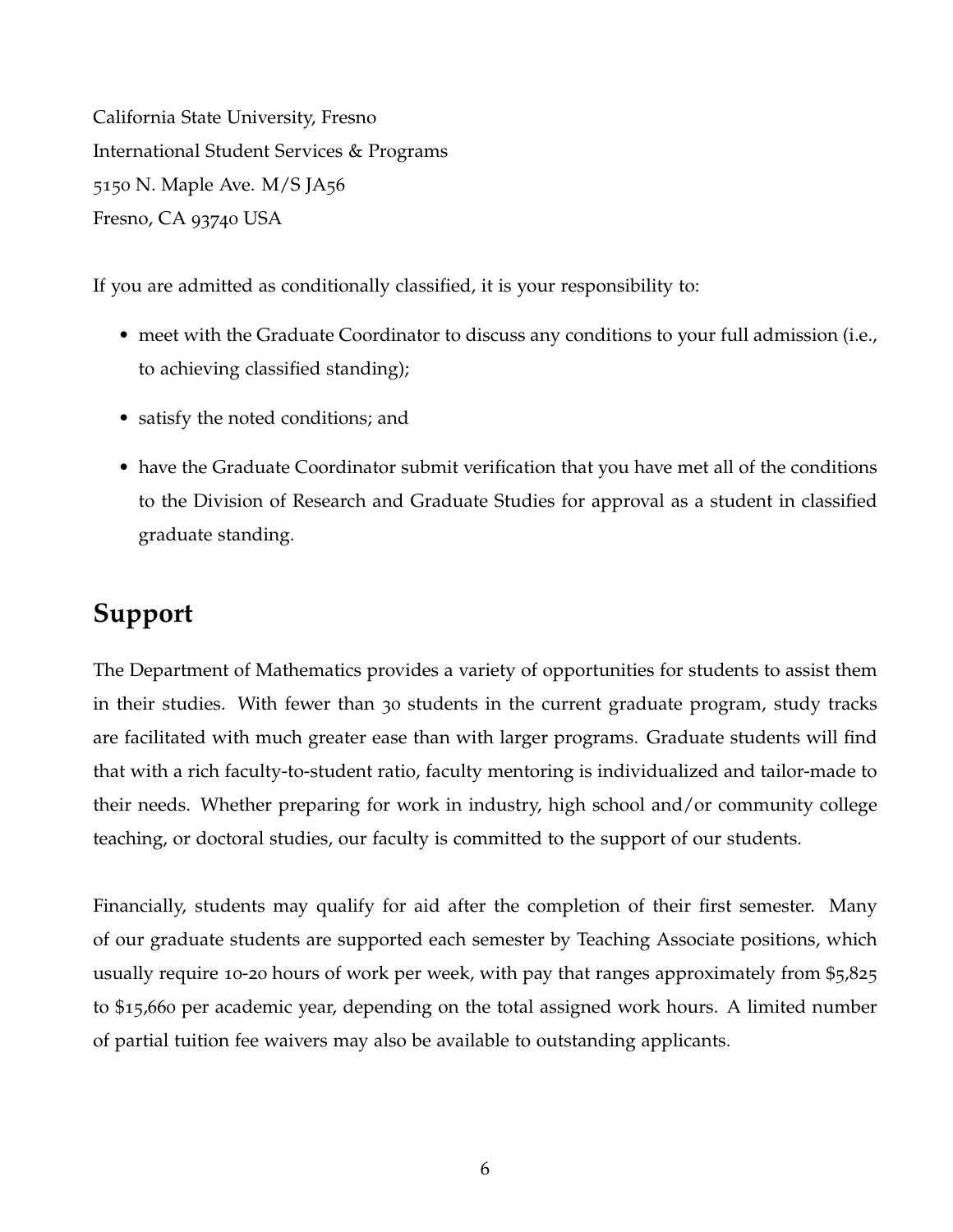California State University, Fresno
International Student Services & Programs
5150 N. Maple Ave. M/S JA56
Fresno, CA 93740 USA

If you are admitted as conditionally classified, it is your responsibility to:

- meet with the Graduate Coordinator to discuss any conditions to your full admission (i.e., to achieving classified standing);
- satisfy the noted conditions; and
- have the Graduate Coordinator submit verification that you have met all of the conditions to the Division of Research and Graduate Studies for approval as a student in classified graduate standing.

## Support

The Department of Mathematics provides a variety of opportunities for students to assist them in their studies. With fewer than 30 students in the current graduate program, study tracks are facilitated with much greater ease than with larger programs. Graduate students will find that with a rich faculty-to-student ratio, faculty mentoring is individualized and tailor-made to their needs. Whether preparing for work in industry, high school and/or community college teaching, or doctoral studies, our faculty is committed to the support of our students.

Financially, students may qualify for aid after the completion of their first semester. Many of our graduate students are supported each semester by Teaching Associate positions, which usually require 10-20 hours of work per week, with pay that ranges approximately from $5,825 to $15,660 per academic year, depending on the total assigned work hours. A limited number of partial tuition fee waivers may also be available to outstanding applicants.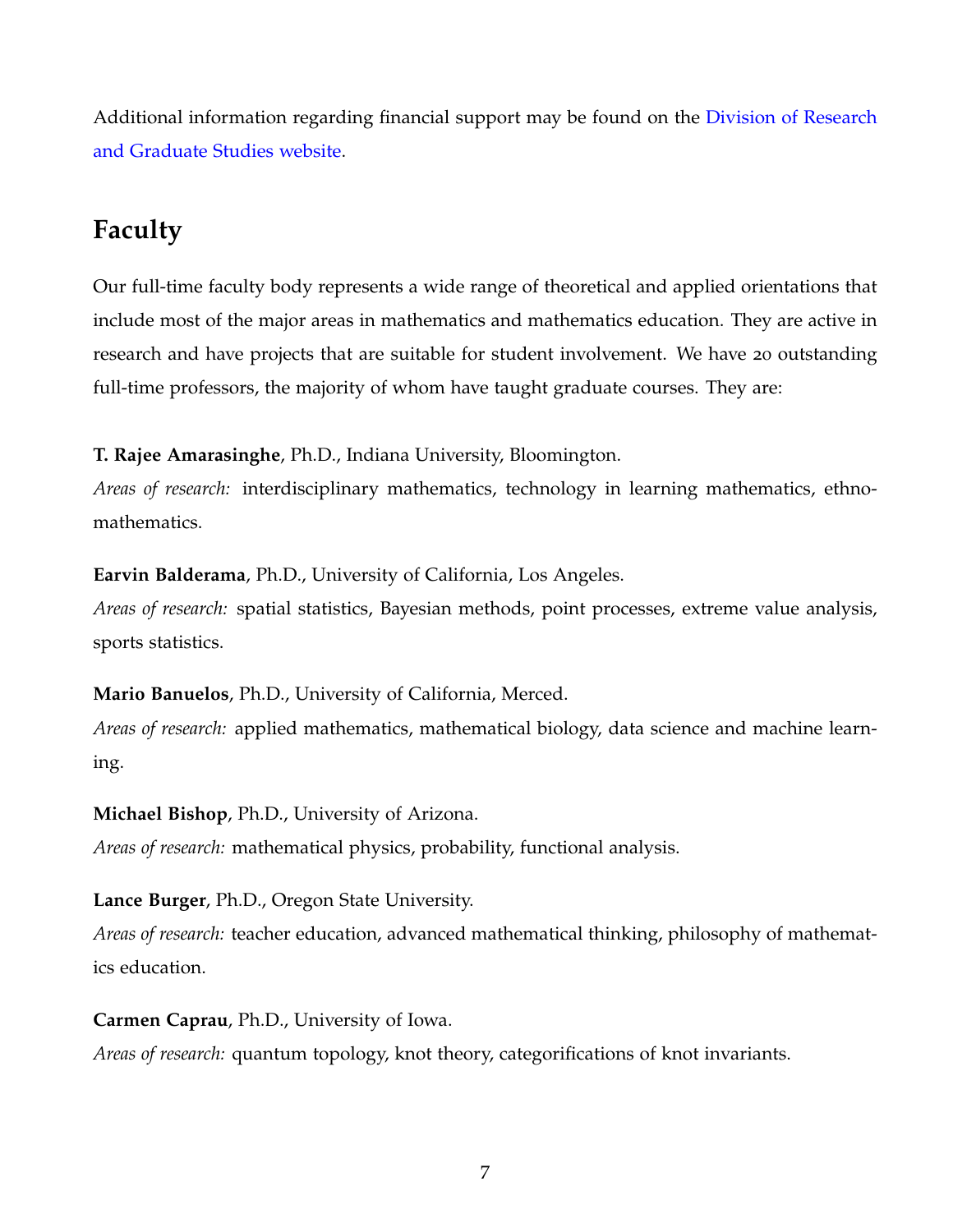Additional information regarding financial support may be found on the Division of Research and Graduate Studies website.

## Faculty

Our full-time faculty body represents a wide range of theoretical and applied orientations that include most of the major areas in mathematics and mathematics education. They are active in research and have projects that are suitable for student involvement. We have 20 outstanding full-time professors, the majority of whom have taught graduate courses. They are:

**T. Rajee Amarasinghe**, Ph.D., Indiana University, Bloomington.
*Areas of research:* interdisciplinary mathematics, technology in learning mathematics, ethnomathematics.

**Earvin Balderama**, Ph.D., University of California, Los Angeles.
*Areas of research:* spatial statistics, Bayesian methods, point processes, extreme value analysis, sports statistics.

**Mario Banuelos**, Ph.D., University of California, Merced.
*Areas of research:* applied mathematics, mathematical biology, data science and machine learning.

**Michael Bishop**, Ph.D., University of Arizona.
*Areas of research:* mathematical physics, probability, functional analysis.

**Lance Burger**, Ph.D., Oregon State University.
*Areas of research:* teacher education, advanced mathematical thinking, philosophy of mathematics education.

**Carmen Caprau**, Ph.D., University of Iowa.
*Areas of research:* quantum topology, knot theory, categorifications of knot invariants.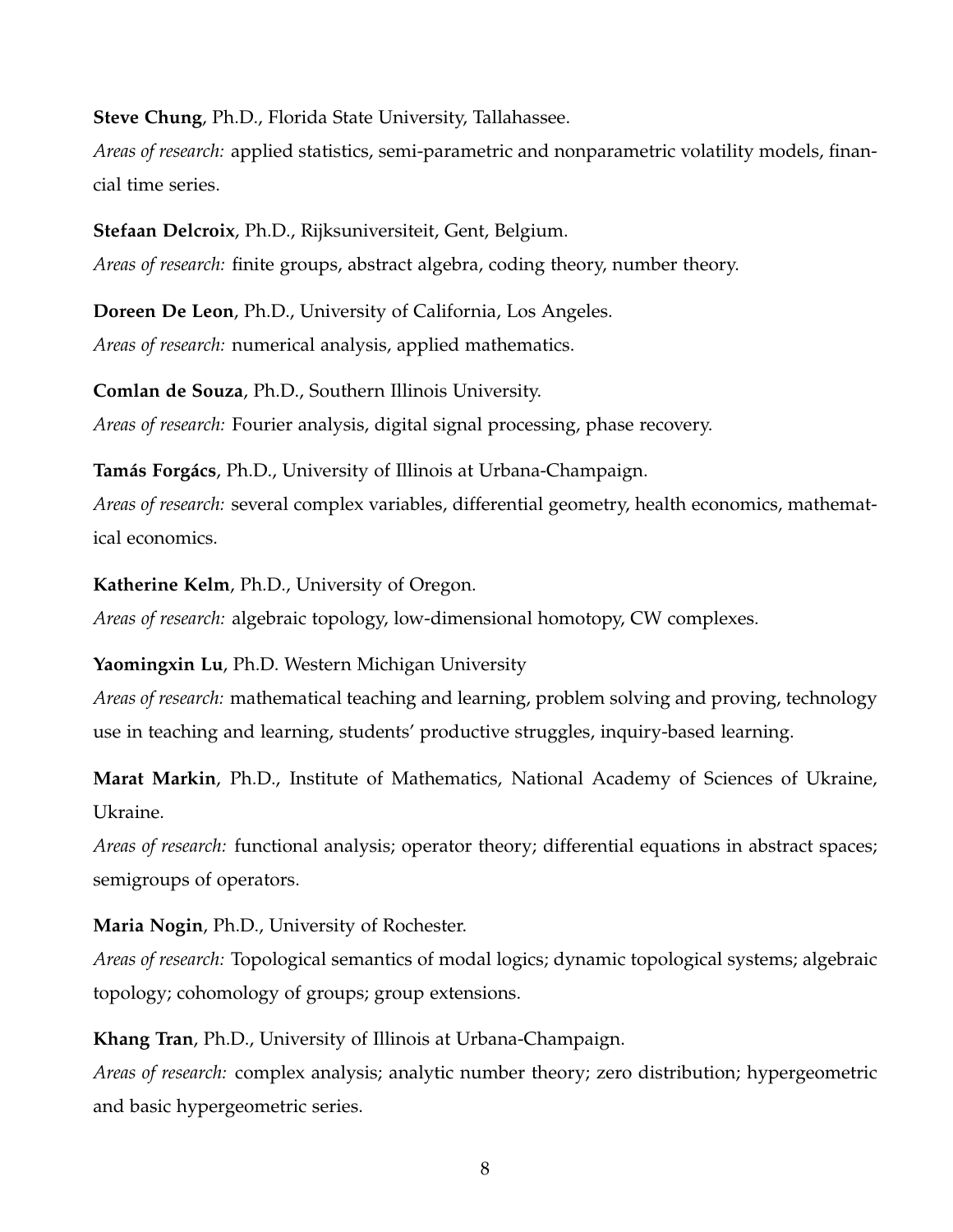**Steve Chung**, Ph.D., Florida State University, Tallahassee.

*Areas of research:* applied statistics, semi-parametric and nonparametric volatility models, financial time series.

**Stefaan Delcroix**, Ph.D., Rijksuniversiteit, Gent, Belgium.

*Areas of research:* finite groups, abstract algebra, coding theory, number theory.

**Doreen De Leon**, Ph.D., University of California, Los Angeles.

*Areas of research:* numerical analysis, applied mathematics.

**Comlan de Souza**, Ph.D., Southern Illinois University.

*Areas of research:* Fourier analysis, digital signal processing, phase recovery.

**Tamás Forgács**, Ph.D., University of Illinois at Urbana-Champaign.

*Areas of research:* several complex variables, differential geometry, health economics, mathematical economics.

**Katherine Kelm**, Ph.D., University of Oregon.

*Areas of research:* algebraic topology, low-dimensional homotopy, CW complexes.

**Yaomingxin Lu**, Ph.D. Western Michigan University

*Areas of research:* mathematical teaching and learning, problem solving and proving, technology use in teaching and learning, students' productive struggles, inquiry-based learning.

**Marat Markin**, Ph.D., Institute of Mathematics, National Academy of Sciences of Ukraine, Ukraine.

*Areas of research:* functional analysis; operator theory; differential equations in abstract spaces; semigroups of operators.

**Maria Nogin**, Ph.D., University of Rochester.

*Areas of research:* Topological semantics of modal logics; dynamic topological systems; algebraic topology; cohomology of groups; group extensions.

**Khang Tran**, Ph.D., University of Illinois at Urbana-Champaign.

*Areas of research:* complex analysis; analytic number theory; zero distribution; hypergeometric and basic hypergeometric series.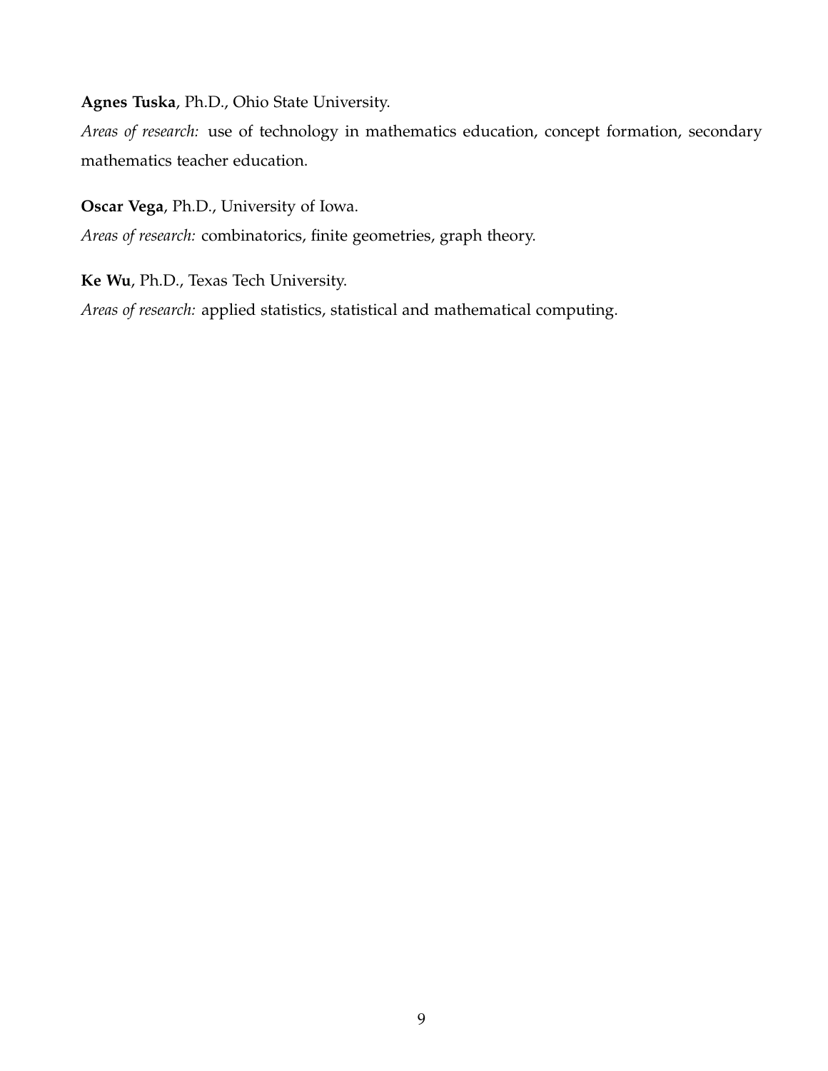**Agnes Tuska**, Ph.D., Ohio State University.

*Areas of research:* use of technology in mathematics education, concept formation, secondary mathematics teacher education.

**Oscar Vega**, Ph.D., University of Iowa.

*Areas of research:* combinatorics, finite geometries, graph theory.

**Ke Wu**, Ph.D., Texas Tech University.

*Areas of research:* applied statistics, statistical and mathematical computing.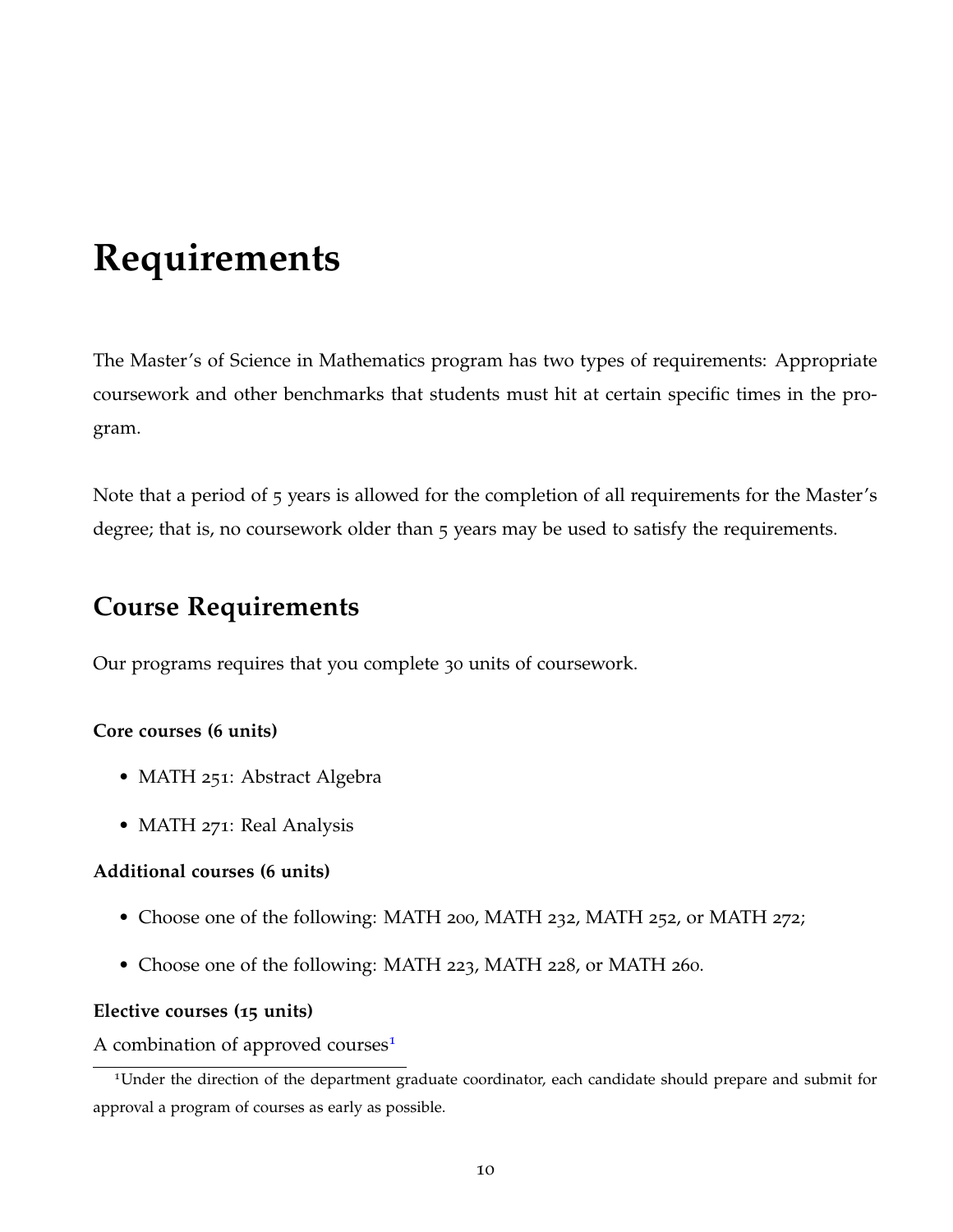# Requirements

The Master's of Science in Mathematics program has two types of requirements: Appropriate coursework and other benchmarks that students must hit at certain specific times in the program.

Note that a period of 5 years is allowed for the completion of all requirements for the Master's degree; that is, no coursework older than 5 years may be used to satisfy the requirements.

## Course Requirements

Our programs requires that you complete 30 units of coursework.

**Core courses (6 units)**

- MATH 251: Abstract Algebra
- MATH 271: Real Analysis

**Additional courses (6 units)**

- Choose one of the following: MATH 200, MATH 232, MATH 252, or MATH 272;
- Choose one of the following: MATH 223, MATH 228, or MATH 260.

**Elective courses (15 units)**

A combination of approved courses[1]

[1] Under the direction of the department graduate coordinator, each candidate should prepare and submit for approval a program of courses as early as possible.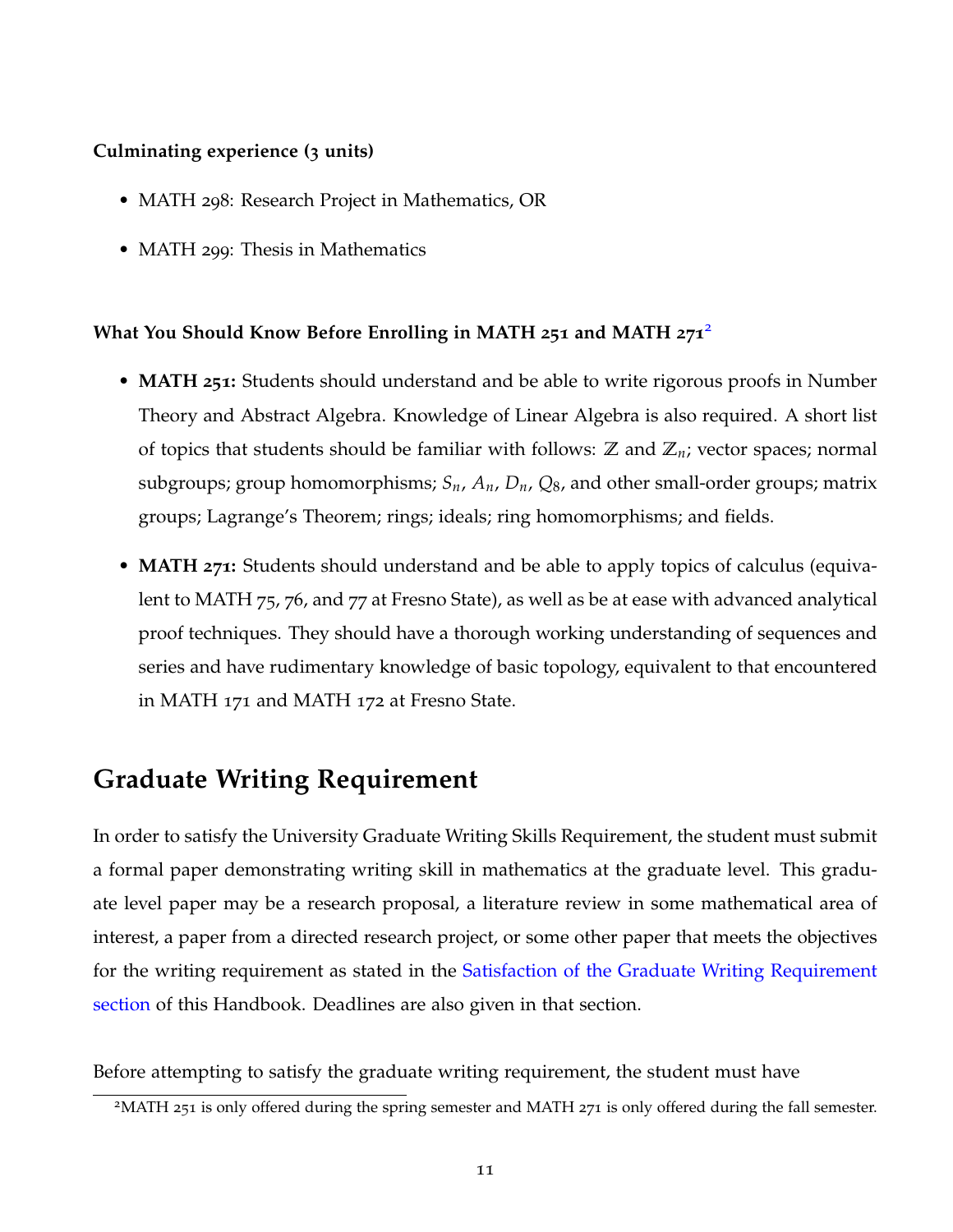**Culminating experience (3 units)**

- MATH 298: Research Project in Mathematics, OR
- MATH 299: Thesis in Mathematics

**What You Should Know Before Enrolling in MATH 251 and MATH 271**[2]

- **MATH 251:** Students should understand and be able to write rigorous proofs in Number Theory and Abstract Algebra. Knowledge of Linear Algebra is also required. A short list of topics that students should be familiar with follows: $\mathbb{Z}$ and $\mathbb{Z}_n$; vector spaces; normal subgroups; group homomorphisms; $S_n$, $A_n$, $D_n$, $Q_8$, and other small-order groups; matrix groups; Lagrange's Theorem; rings; ideals; ring homomorphisms; and fields.
- **MATH 271:** Students should understand and be able to apply topics of calculus (equivalent to MATH 75, 76, and 77 at Fresno State), as well as be at ease with advanced analytical proof techniques. They should have a thorough working understanding of sequences and series and have rudimentary knowledge of basic topology, equivalent to that encountered in MATH 171 and MATH 172 at Fresno State.

## Graduate Writing Requirement

In order to satisfy the University Graduate Writing Skills Requirement, the student must submit a formal paper demonstrating writing skill in mathematics at the graduate level. This graduate level paper may be a research proposal, a literature review in some mathematical area of interest, a paper from a directed research project, or some other paper that meets the objectives for the writing requirement as stated in the Satisfaction of the Graduate Writing Requirement section of this Handbook. Deadlines are also given in that section.

Before attempting to satisfy the graduate writing requirement, the student must have

---

[2] MATH 251 is only offered during the spring semester and MATH 271 is only offered during the fall semester.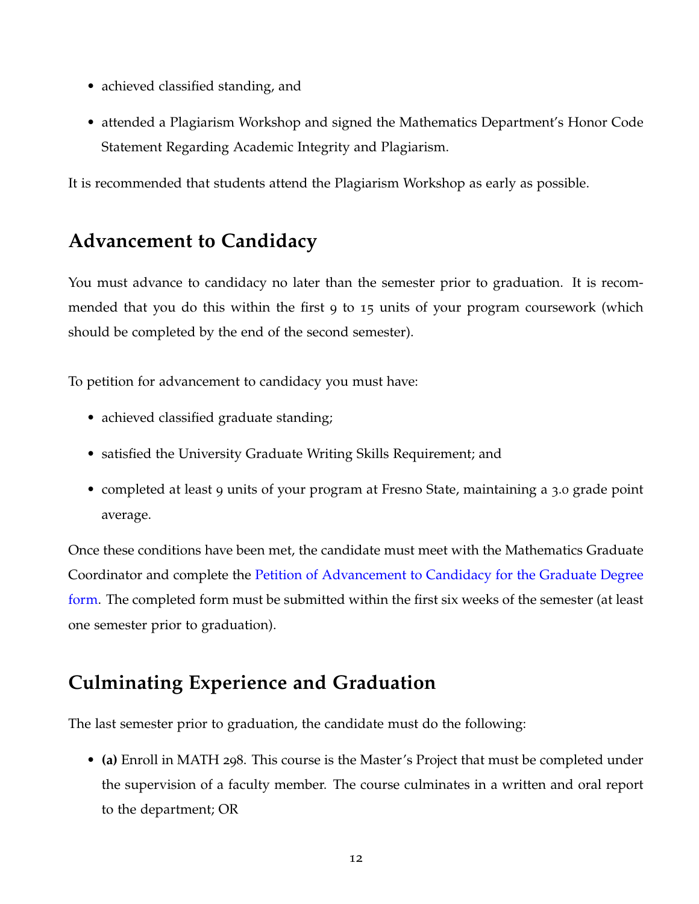- achieved classified standing, and
- attended a Plagiarism Workshop and signed the Mathematics Department's Honor Code Statement Regarding Academic Integrity and Plagiarism.

It is recommended that students attend the Plagiarism Workshop as early as possible.

## Advancement to Candidacy

You must advance to candidacy no later than the semester prior to graduation. It is recommended that you do this within the first 9 to 15 units of your program coursework (which should be completed by the end of the second semester).

To petition for advancement to candidacy you must have:

- achieved classified graduate standing;
- satisfied the University Graduate Writing Skills Requirement; and
- completed at least 9 units of your program at Fresno State, maintaining a 3.0 grade point average.

Once these conditions have been met, the candidate must meet with the Mathematics Graduate Coordinator and complete the Petition of Advancement to Candidacy for the Graduate Degree form. The completed form must be submitted within the first six weeks of the semester (at least one semester prior to graduation).

## Culminating Experience and Graduation

The last semester prior to graduation, the candidate must do the following:

- **(a)** Enroll in MATH 298. This course is the Master's Project that must be completed under the supervision of a faculty member. The course culminates in a written and oral report to the department; OR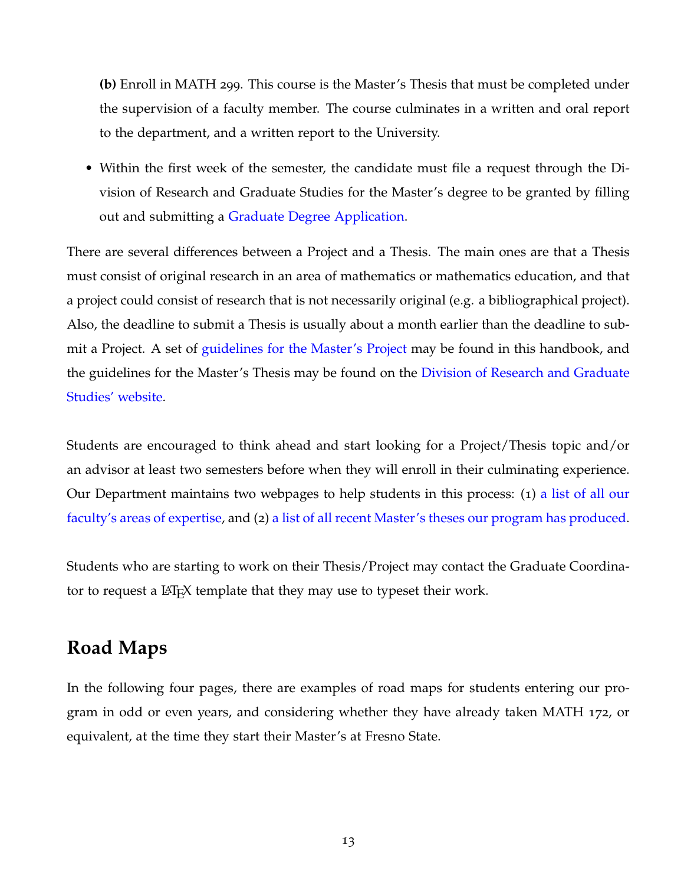**(b)** Enroll in MATH 299. This course is the Master's Thesis that must be completed under the supervision of a faculty member. The course culminates in a written and oral report to the department, and a written report to the University.

- Within the first week of the semester, the candidate must file a request through the Division of Research and Graduate Studies for the Master's degree to be granted by filling out and submitting a Graduate Degree Application.

There are several differences between a Project and a Thesis. The main ones are that a Thesis must consist of original research in an area of mathematics or mathematics education, and that a project could consist of research that is not necessarily original (e.g. a bibliographical project). Also, the deadline to submit a Thesis is usually about a month earlier than the deadline to submit a Project. A set of guidelines for the Master's Project may be found in this handbook, and the guidelines for the Master's Thesis may be found on the Division of Research and Graduate Studies' website.

Students are encouraged to think ahead and start looking for a Project/Thesis topic and/or an advisor at least two semesters before when they will enroll in their culminating experience. Our Department maintains two webpages to help students in this process: (1) a list of all our faculty's areas of expertise, and (2) a list of all recent Master's theses our program has produced.

Students who are starting to work on their Thesis/Project may contact the Graduate Coordinator to request a LaTeX template that they may use to typeset their work.

## Road Maps

In the following four pages, there are examples of road maps for students entering our program in odd or even years, and considering whether they have already taken MATH 172, or equivalent, at the time they start their Master's at Fresno State.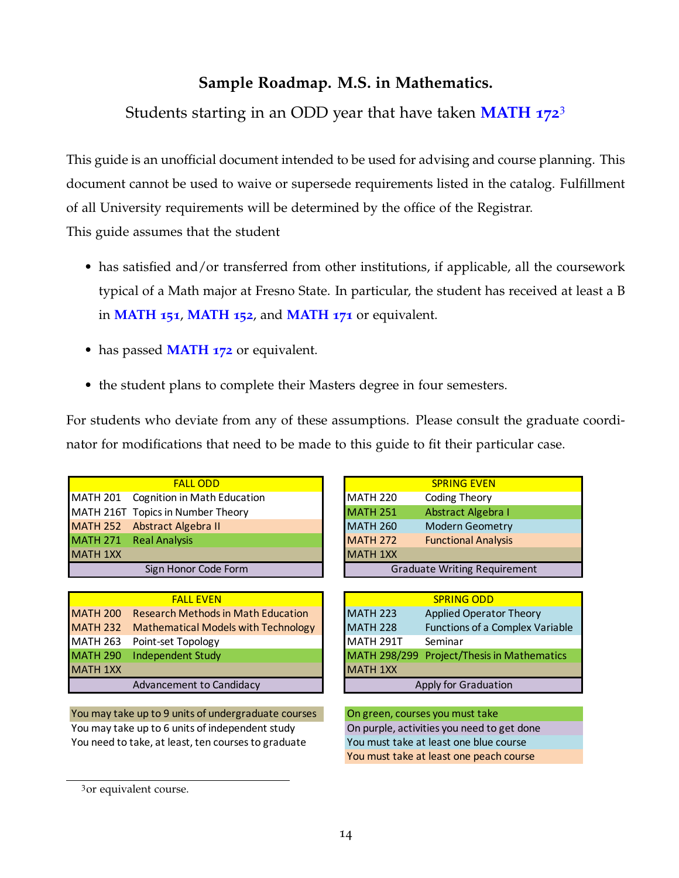# Sample Roadmap. M.S. in Mathematics.

Students starting in an ODD year that have taken **MATH 172**[3]

This guide is an unofficial document intended to be used for advising and course planning. This document cannot be used to waive or supersede requirements listed in the catalog. Fulfillment of all University requirements will be determined by the office of the Registrar.

This guide assumes that the student

- has satisfied and/or transferred from other institutions, if applicable, all the coursework typical of a Math major at Fresno State. In particular, the student has received at least a B in **MATH 151**, **MATH 152**, and **MATH 171** or equivalent.
- has passed **MATH 172** or equivalent.
- the student plans to complete their Masters degree in four semesters.

For students who deviate from any of these assumptions. Please consult the graduate coordinator for modifications that need to be made to this guide to fit their particular case.

| FALL ODD | |
|---|---|
| MATH 201 | Cognition in Math Education |
| MATH 216T | Topics in Number Theory |
| MATH 252 | Abstract Algebra II |
| MATH 271 | Real Analysis |
| MATH 1XX | |
| Sign Honor Code Form | |

| SPRING EVEN | |
|---|---|
| MATH 220 | Coding Theory |
| MATH 251 | Abstract Algebra I |
| MATH 260 | Modern Geometry |
| MATH 272 | Functional Analysis |
| MATH 1XX | |
| Graduate Writing Requirement | |

| FALL EVEN | |
|---|---|
| MATH 200 | Research Methods in Math Education |
| MATH 232 | Mathematical Models with Technology |
| MATH 263 | Point-set Topology |
| MATH 290 | Independent Study |
| MATH 1XX | |
| Advancement to Candidacy | |

| SPRING ODD | |
|---|---|
| MATH 223 | Applied Operator Theory |
| MATH 228 | Functions of a Complex Variable |
| MATH 291T | Seminar |
| MATH 298/299 | Project/Thesis in Mathematics |
| MATH 1XX | |
| Apply for Graduation | |

You may take up to 9 units of undergraduate courses (tan)
You may take up to 6 units of independent study
You need to take, at least, ten courses to graduate

On green, courses you must take
On purple, activities you need to get done
You must take at least one blue course
You must take at least one peach course

Color key for the tables above: green (must take): MATH 271, MATH 251, MATH 290, MATH 298/299; blue (at least one): MATH 260, MATH 223, MATH 228; peach (at least one): MATH 252, MATH 272, MATH 200, MATH 232; tan (undergraduate): MATH 1XX; purple (activities): Sign Honor Code Form, Graduate Writing Requirement, Advancement to Candidacy, Apply for Graduation.

[3] or equivalent course.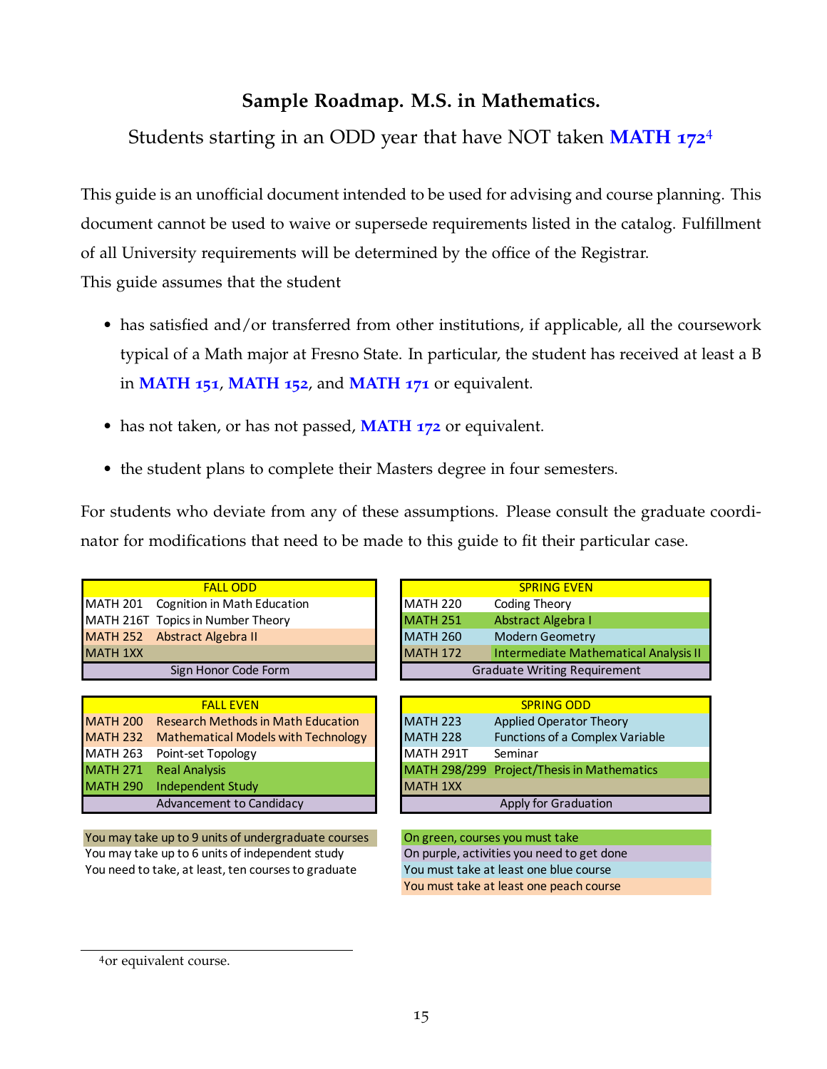## Sample Roadmap. M.S. in Mathematics.

Students starting in an ODD year that have NOT taken **MATH 172**[4]

This guide is an unofficial document intended to be used for advising and course planning. This document cannot be used to waive or supersede requirements listed in the catalog. Fulfillment of all University requirements will be determined by the office of the Registrar.
This guide assumes that the student

- has satisfied and/or transferred from other institutions, if applicable, all the coursework typical of a Math major at Fresno State. In particular, the student has received at least a B in **MATH 151**, **MATH 152**, and **MATH 171** or equivalent.
- has not taken, or has not passed, **MATH 172** or equivalent.
- the student plans to complete their Masters degree in four semesters.

For students who deviate from any of these assumptions. Please consult the graduate coordinator for modifications that need to be made to this guide to fit their particular case.

| FALL ODD | |
|---|---|
| MATH 201 | Cognition in Math Education |
| MATH 216T | Topics in Number Theory |
| MATH 252 | Abstract Algebra II |
| MATH 1XX | |
| Sign Honor Code Form | |

| SPRING EVEN | |
|---|---|
| MATH 220 | Coding Theory |
| MATH 251 | Abstract Algebra I |
| MATH 260 | Modern Geometry |
| MATH 172 | Intermediate Mathematical Analysis II |
| Graduate Writing Requirement | |

| FALL EVEN | |
|---|---|
| MATH 200 | Research Methods in Math Education |
| MATH 232 | Mathematical Models with Technology |
| MATH 263 | Point-set Topology |
| MATH 271 | Real Analysis |
| MATH 290 | Independent Study |
| Advancement to Candidacy | |

| SPRING ODD | |
|---|---|
| MATH 223 | Applied Operator Theory |
| MATH 228 | Functions of a Complex Variable |
| MATH 291T | Seminar |
| MATH 298/299 | Project/Thesis in Mathematics |
| MATH 1XX | |
| Apply for Graduation | |

You may take up to 9 units of undergraduate courses
You may take up to 6 units of independent study
You need to take, at least, ten courses to graduate

On green, courses you must take
On purple, activities you need to get done
You must take at least one blue course
You must take at least one peach course

[4] or equivalent course.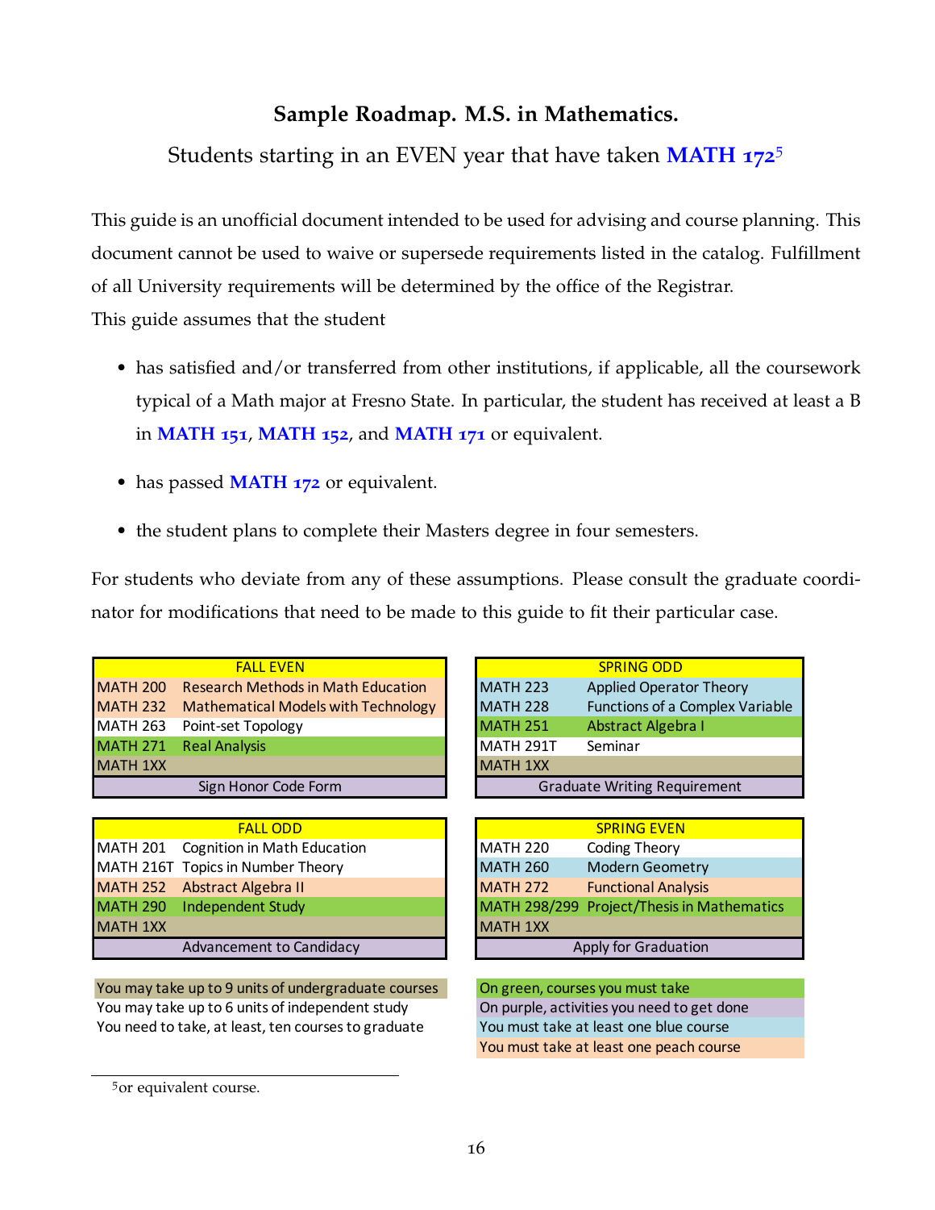**Sample Roadmap. M.S. in Mathematics.**

Students starting in an EVEN year that have taken **MATH 172**[5]

This guide is an unofficial document intended to be used for advising and course planning. This document cannot be used to waive or supersede requirements listed in the catalog. Fulfillment of all University requirements will be determined by the office of the Registrar.

This guide assumes that the student

- has satisfied and/or transferred from other institutions, if applicable, all the coursework typical of a Math major at Fresno State. In particular, the student has received at least a B in **MATH 151**, **MATH 152**, and **MATH 171** or equivalent.
- has passed **MATH 172** or equivalent.
- the student plans to complete their Masters degree in four semesters.

For students who deviate from any of these assumptions. Please consult the graduate coordinator for modifications that need to be made to this guide to fit their particular case.

| FALL EVEN | |
|---|---|
| MATH 200 | Research Methods in Math Education |
| MATH 232 | Mathematical Models with Technology |
| MATH 263 | Point-set Topology |
| MATH 271 | Real Analysis |
| MATH 1XX | |
| Sign Honor Code Form | |

| SPRING ODD | |
|---|---|
| MATH 223 | Applied Operator Theory |
| MATH 228 | Functions of a Complex Variable |
| MATH 251 | Abstract Algebra I |
| MATH 291T | Seminar |
| MATH 1XX | |
| Graduate Writing Requirement | |

| FALL ODD | |
|---|---|
| MATH 201 | Cognition in Math Education |
| MATH 216T | Topics in Number Theory |
| MATH 252 | Abstract Algebra II |
| MATH 290 | Independent Study |
| MATH 1XX | |
| Advancement to Candidacy | |

| SPRING EVEN | |
|---|---|
| MATH 220 | Coding Theory |
| MATH 260 | Modern Geometry |
| MATH 272 | Functional Analysis |
| MATH 298/299 | Project/Thesis in Mathematics |
| MATH 1XX | |
| Apply for Graduation | |

You may take up to 9 units of undergraduate courses
You may take up to 6 units of independent study
You need to take, at least, ten courses to graduate

On green, courses you must take
On purple, activities you need to get done
You must take at least one blue course
You must take at least one peach course

[5] or equivalent course.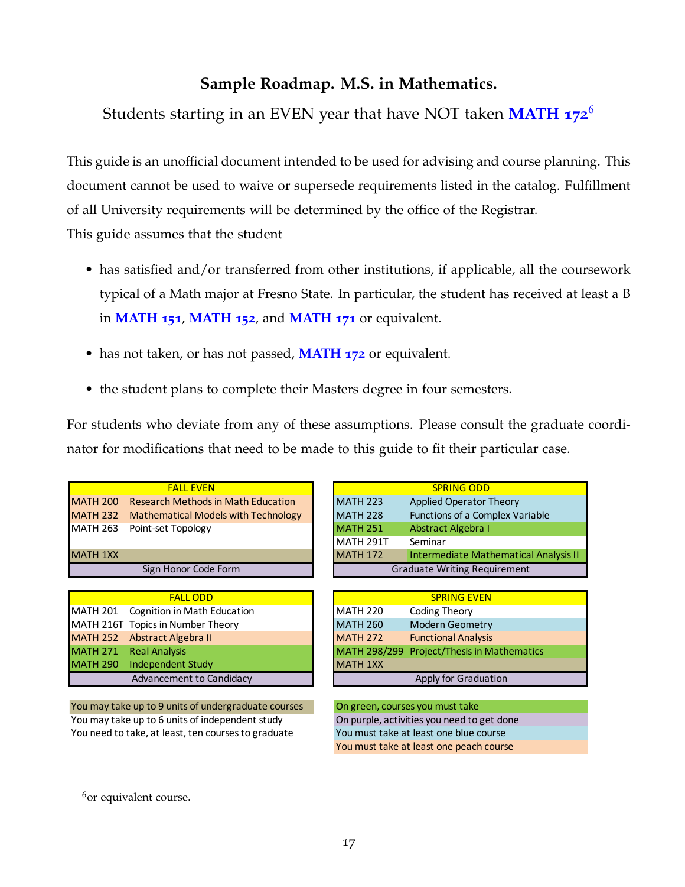## Sample Roadmap. M.S. in Mathematics.

Students starting in an EVEN year that have NOT taken **MATH 172**[6]

This guide is an unofficial document intended to be used for advising and course planning. This document cannot be used to waive or supersede requirements listed in the catalog. Fulfillment of all University requirements will be determined by the office of the Registrar.

This guide assumes that the student

- has satisfied and/or transferred from other institutions, if applicable, all the coursework typical of a Math major at Fresno State. In particular, the student has received at least a B in **MATH 151**, **MATH 152**, and **MATH 171** or equivalent.
- has not taken, or has not passed, **MATH 172** or equivalent.
- the student plans to complete their Masters degree in four semesters.

For students who deviate from any of these assumptions. Please consult the graduate coordinator for modifications that need to be made to this guide to fit their particular case.

| FALL EVEN | |
|---|---|
| MATH 200 | Research Methods in Math Education |
| MATH 232 | Mathematical Models with Technology |
| MATH 263 | Point-set Topology |
| | |
| MATH 1XX | |
| Sign Honor Code Form | |

| SPRING ODD | |
|---|---|
| MATH 223 | Applied Operator Theory |
| MATH 228 | Functions of a Complex Variable |
| MATH 251 | Abstract Algebra I |
| MATH 291T | Seminar |
| MATH 172 | Intermediate Mathematical Analysis II |
| Graduate Writing Requirement | |

| FALL ODD | |
|---|---|
| MATH 201 | Cognition in Math Education |
| MATH 216T | Topics in Number Theory |
| MATH 252 | Abstract Algebra II |
| MATH 271 | Real Analysis |
| MATH 290 | Independent Study |
| Advancement to Candidacy | |

| SPRING EVEN | |
|---|---|
| MATH 220 | Coding Theory |
| MATH 260 | Modern Geometry |
| MATH 272 | Functional Analysis |
| MATH 298/299 | Project/Thesis in Mathematics |
| MATH 1XX | |
| Apply for Graduation | |

You may take up to 9 units of undergraduate courses
You may take up to 6 units of independent study
You need to take, at least, ten courses to graduate

On green, courses you must take
On purple, activities you need to get done
You must take at least one blue course
You must take at least one peach course

[6] or equivalent course.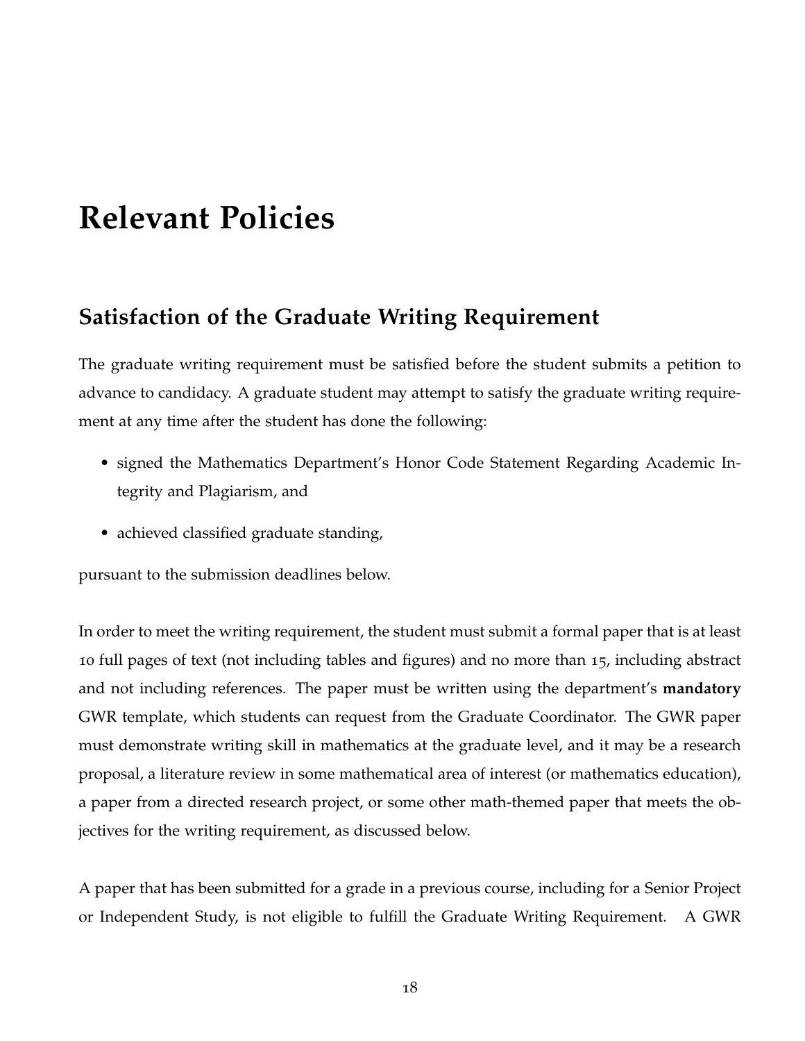# Relevant Policies

## Satisfaction of the Graduate Writing Requirement

The graduate writing requirement must be satisfied before the student submits a petition to advance to candidacy. A graduate student may attempt to satisfy the graduate writing requirement at any time after the student has done the following:

- signed the Mathematics Department's Honor Code Statement Regarding Academic Integrity and Plagiarism, and
- achieved classified graduate standing,

pursuant to the submission deadlines below.

In order to meet the writing requirement, the student must submit a formal paper that is at least 10 full pages of text (not including tables and figures) and no more than 15, including abstract and not including references. The paper must be written using the department's **mandatory** GWR template, which students can request from the Graduate Coordinator. The GWR paper must demonstrate writing skill in mathematics at the graduate level, and it may be a research proposal, a literature review in some mathematical area of interest (or mathematics education), a paper from a directed research project, or some other math-themed paper that meets the objectives for the writing requirement, as discussed below.

A paper that has been submitted for a grade in a previous course, including for a Senior Project or Independent Study, is not eligible to fulfill the Graduate Writing Requirement. A GWR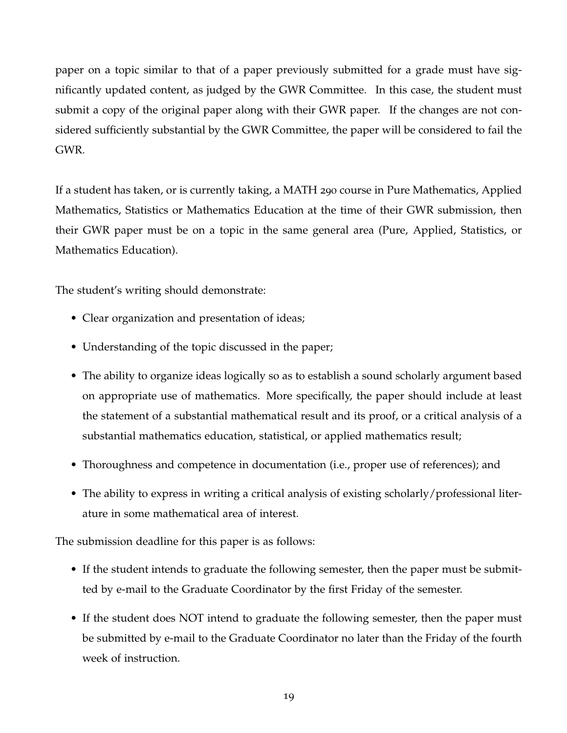paper on a topic similar to that of a paper previously submitted for a grade must have significantly updated content, as judged by the GWR Committee. In this case, the student must submit a copy of the original paper along with their GWR paper. If the changes are not considered sufficiently substantial by the GWR Committee, the paper will be considered to fail the GWR.

If a student has taken, or is currently taking, a MATH 290 course in Pure Mathematics, Applied Mathematics, Statistics or Mathematics Education at the time of their GWR submission, then their GWR paper must be on a topic in the same general area (Pure, Applied, Statistics, or Mathematics Education).

The student's writing should demonstrate:

- Clear organization and presentation of ideas;
- Understanding of the topic discussed in the paper;
- The ability to organize ideas logically so as to establish a sound scholarly argument based on appropriate use of mathematics. More specifically, the paper should include at least the statement of a substantial mathematical result and its proof, or a critical analysis of a substantial mathematics education, statistical, or applied mathematics result;
- Thoroughness and competence in documentation (i.e., proper use of references); and
- The ability to express in writing a critical analysis of existing scholarly/professional literature in some mathematical area of interest.

The submission deadline for this paper is as follows:

- If the student intends to graduate the following semester, then the paper must be submitted by e-mail to the Graduate Coordinator by the first Friday of the semester.
- If the student does NOT intend to graduate the following semester, then the paper must be submitted by e-mail to the Graduate Coordinator no later than the Friday of the fourth week of instruction.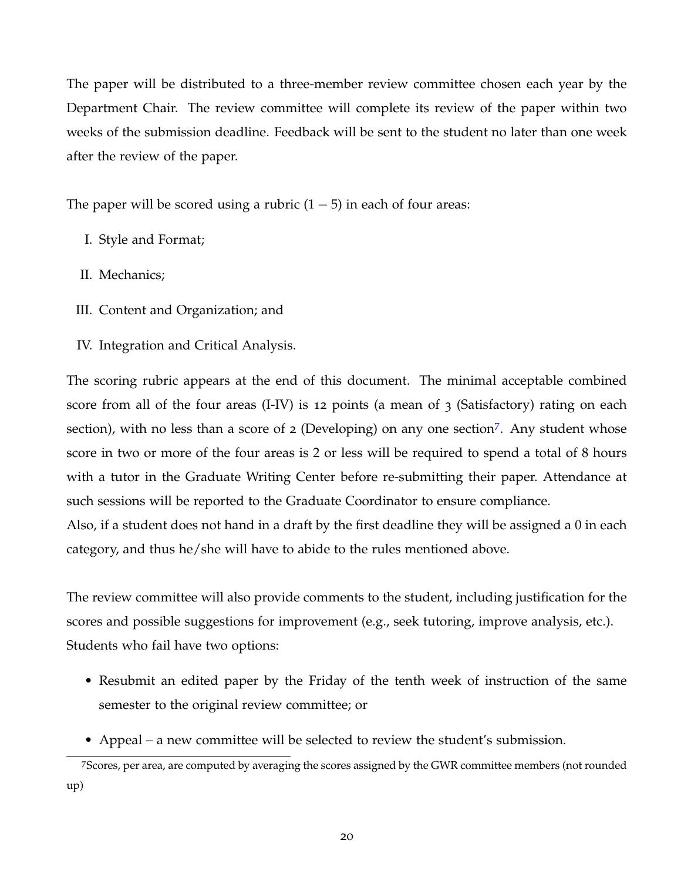The paper will be distributed to a three-member review committee chosen each year by the Department Chair. The review committee will complete its review of the paper within two weeks of the submission deadline. Feedback will be sent to the student no later than one week after the review of the paper.

The paper will be scored using a rubric $(1-5)$ in each of four areas:

I. Style and Format;

II. Mechanics;

III. Content and Organization; and

IV. Integration and Critical Analysis.

The scoring rubric appears at the end of this document. The minimal acceptable combined score from all of the four areas (I-IV) is 12 points (a mean of 3 (Satisfactory) rating on each section), with no less than a score of 2 (Developing) on any one section[7]. Any student whose score in two or more of the four areas is 2 or less will be required to spend a total of 8 hours with a tutor in the Graduate Writing Center before re-submitting their paper. Attendance at such sessions will be reported to the Graduate Coordinator to ensure compliance.
Also, if a student does not hand in a draft by the first deadline they will be assigned a 0 in each category, and thus he/she will have to abide to the rules mentioned above.

The review committee will also provide comments to the student, including justification for the scores and possible suggestions for improvement (e.g., seek tutoring, improve analysis, etc.). Students who fail have two options:

- Resubmit an edited paper by the Friday of the tenth week of instruction of the same semester to the original review committee; or
- Appeal – a new committee will be selected to review the student's submission.

[7] Scores, per area, are computed by averaging the scores assigned by the GWR committee members (not rounded up)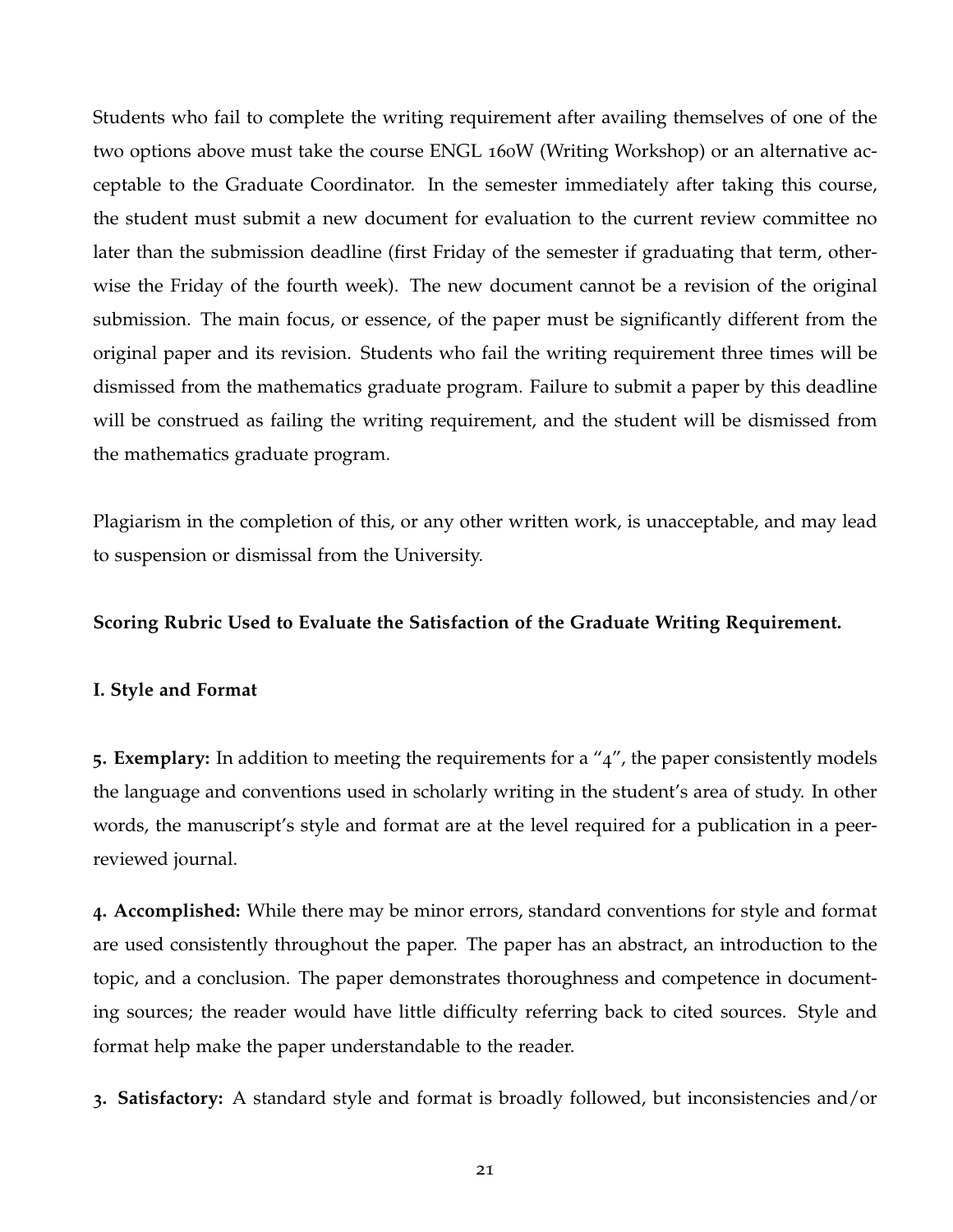Students who fail to complete the writing requirement after availing themselves of one of the two options above must take the course ENGL 160W (Writing Workshop) or an alternative acceptable to the Graduate Coordinator. In the semester immediately after taking this course, the student must submit a new document for evaluation to the current review committee no later than the submission deadline (first Friday of the semester if graduating that term, otherwise the Friday of the fourth week). The new document cannot be a revision of the original submission. The main focus, or essence, of the paper must be significantly different from the original paper and its revision. Students who fail the writing requirement three times will be dismissed from the mathematics graduate program. Failure to submit a paper by this deadline will be construed as failing the writing requirement, and the student will be dismissed from the mathematics graduate program.

Plagiarism in the completion of this, or any other written work, is unacceptable, and may lead to suspension or dismissal from the University.

**Scoring Rubric Used to Evaluate the Satisfaction of the Graduate Writing Requirement.**

**I. Style and Format**

**5. Exemplary:** In addition to meeting the requirements for a "4", the paper consistently models the language and conventions used in scholarly writing in the student's area of study. In other words, the manuscript's style and format are at the level required for a publication in a peer-reviewed journal.

**4. Accomplished:** While there may be minor errors, standard conventions for style and format are used consistently throughout the paper. The paper has an abstract, an introduction to the topic, and a conclusion. The paper demonstrates thoroughness and competence in documenting sources; the reader would have little difficulty referring back to cited sources. Style and format help make the paper understandable to the reader.

**3. Satisfactory:** A standard style and format is broadly followed, but inconsistencies and/or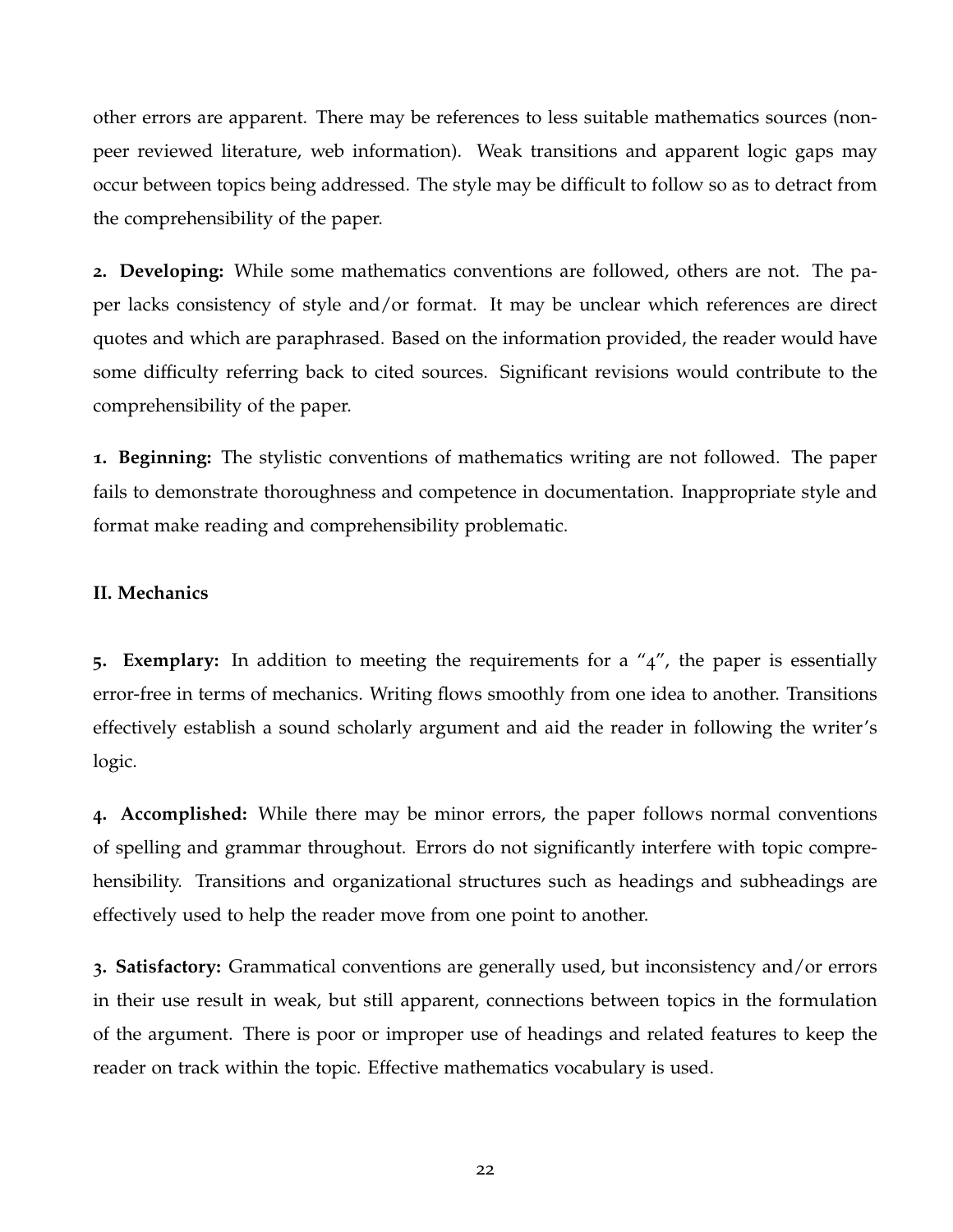other errors are apparent. There may be references to less suitable mathematics sources (non-peer reviewed literature, web information). Weak transitions and apparent logic gaps may occur between topics being addressed. The style may be difficult to follow so as to detract from the comprehensibility of the paper.

**2. Developing:** While some mathematics conventions are followed, others are not. The paper lacks consistency of style and/or format. It may be unclear which references are direct quotes and which are paraphrased. Based on the information provided, the reader would have some difficulty referring back to cited sources. Significant revisions would contribute to the comprehensibility of the paper.

**1. Beginning:** The stylistic conventions of mathematics writing are not followed. The paper fails to demonstrate thoroughness and competence in documentation. Inappropriate style and format make reading and comprehensibility problematic.

### II. Mechanics

**5. Exemplary:** In addition to meeting the requirements for a "4", the paper is essentially error-free in terms of mechanics. Writing flows smoothly from one idea to another. Transitions effectively establish a sound scholarly argument and aid the reader in following the writer's logic.

**4. Accomplished:** While there may be minor errors, the paper follows normal conventions of spelling and grammar throughout. Errors do not significantly interfere with topic comprehensibility. Transitions and organizational structures such as headings and subheadings are effectively used to help the reader move from one point to another.

**3. Satisfactory:** Grammatical conventions are generally used, but inconsistency and/or errors in their use result in weak, but still apparent, connections between topics in the formulation of the argument. There is poor or improper use of headings and related features to keep the reader on track within the topic. Effective mathematics vocabulary is used.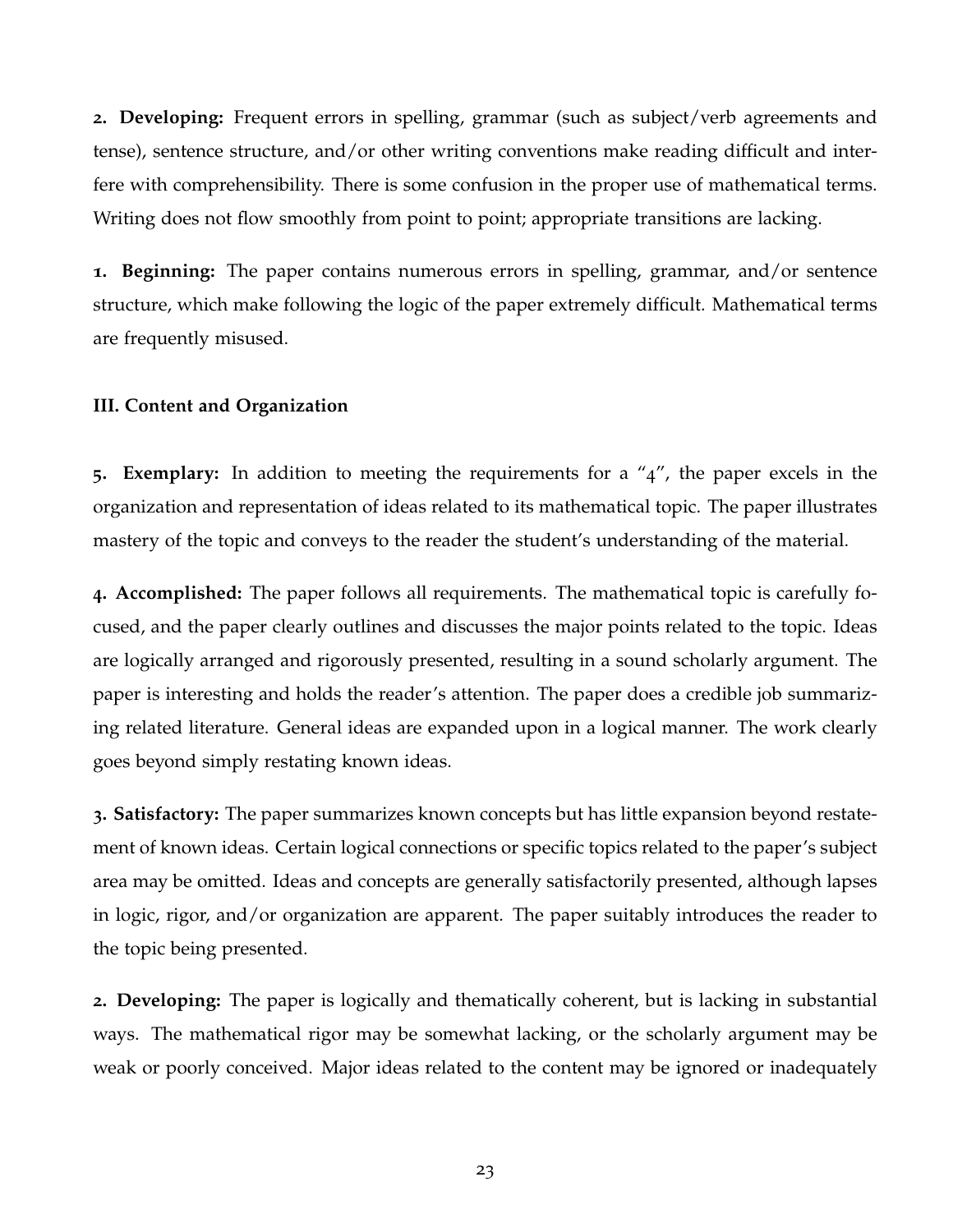**2. Developing:** Frequent errors in spelling, grammar (such as subject/verb agreements and tense), sentence structure, and/or other writing conventions make reading difficult and interfere with comprehensibility. There is some confusion in the proper use of mathematical terms. Writing does not flow smoothly from point to point; appropriate transitions are lacking.

**1. Beginning:** The paper contains numerous errors in spelling, grammar, and/or sentence structure, which make following the logic of the paper extremely difficult. Mathematical terms are frequently misused.

### III. Content and Organization

**5. Exemplary:** In addition to meeting the requirements for a "4", the paper excels in the organization and representation of ideas related to its mathematical topic. The paper illustrates mastery of the topic and conveys to the reader the student's understanding of the material.

**4. Accomplished:** The paper follows all requirements. The mathematical topic is carefully focused, and the paper clearly outlines and discusses the major points related to the topic. Ideas are logically arranged and rigorously presented, resulting in a sound scholarly argument. The paper is interesting and holds the reader's attention. The paper does a credible job summarizing related literature. General ideas are expanded upon in a logical manner. The work clearly goes beyond simply restating known ideas.

**3. Satisfactory:** The paper summarizes known concepts but has little expansion beyond restatement of known ideas. Certain logical connections or specific topics related to the paper's subject area may be omitted. Ideas and concepts are generally satisfactorily presented, although lapses in logic, rigor, and/or organization are apparent. The paper suitably introduces the reader to the topic being presented.

**2. Developing:** The paper is logically and thematically coherent, but is lacking in substantial ways. The mathematical rigor may be somewhat lacking, or the scholarly argument may be weak or poorly conceived. Major ideas related to the content may be ignored or inadequately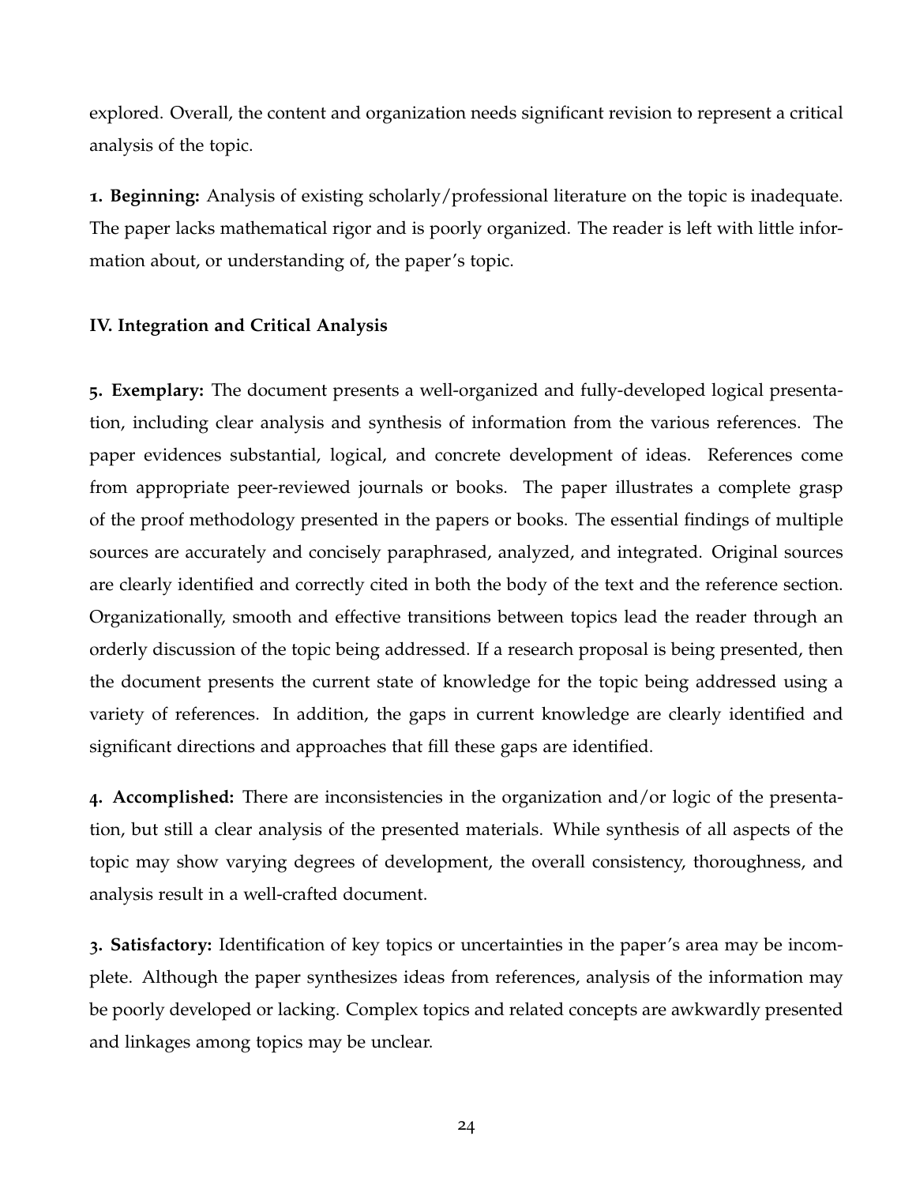explored. Overall, the content and organization needs significant revision to represent a critical analysis of the topic.

**1. Beginning:** Analysis of existing scholarly/professional literature on the topic is inadequate. The paper lacks mathematical rigor and is poorly organized. The reader is left with little information about, or understanding of, the paper's topic.

### IV. Integration and Critical Analysis

**5. Exemplary:** The document presents a well-organized and fully-developed logical presentation, including clear analysis and synthesis of information from the various references. The paper evidences substantial, logical, and concrete development of ideas. References come from appropriate peer-reviewed journals or books. The paper illustrates a complete grasp of the proof methodology presented in the papers or books. The essential findings of multiple sources are accurately and concisely paraphrased, analyzed, and integrated. Original sources are clearly identified and correctly cited in both the body of the text and the reference section. Organizationally, smooth and effective transitions between topics lead the reader through an orderly discussion of the topic being addressed. If a research proposal is being presented, then the document presents the current state of knowledge for the topic being addressed using a variety of references. In addition, the gaps in current knowledge are clearly identified and significant directions and approaches that fill these gaps are identified.

**4. Accomplished:** There are inconsistencies in the organization and/or logic of the presentation, but still a clear analysis of the presented materials. While synthesis of all aspects of the topic may show varying degrees of development, the overall consistency, thoroughness, and analysis result in a well-crafted document.

**3. Satisfactory:** Identification of key topics or uncertainties in the paper's area may be incomplete. Although the paper synthesizes ideas from references, analysis of the information may be poorly developed or lacking. Complex topics and related concepts are awkwardly presented and linkages among topics may be unclear.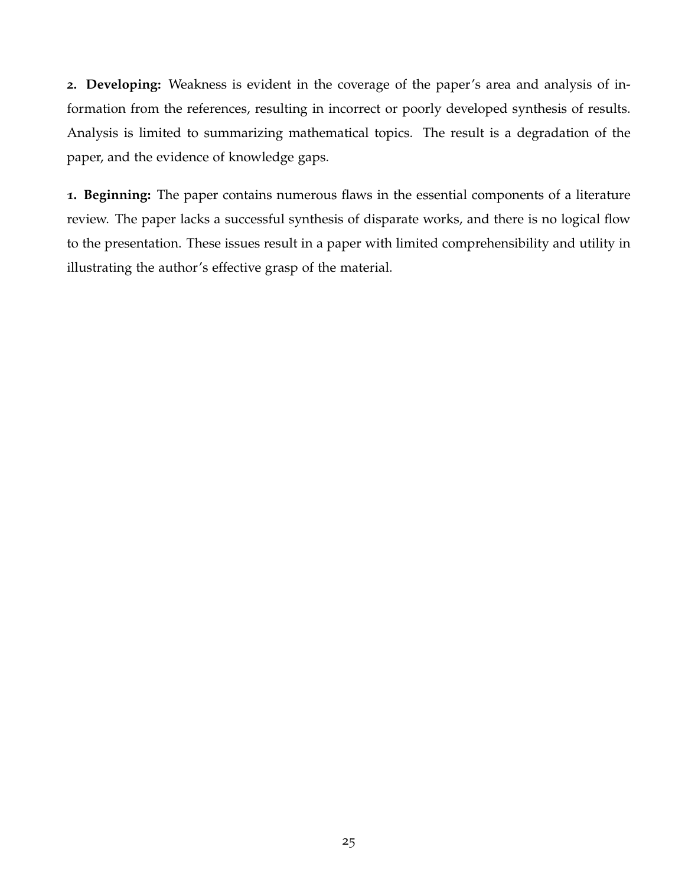**2. Developing:** Weakness is evident in the coverage of the paper's area and analysis of information from the references, resulting in incorrect or poorly developed synthesis of results. Analysis is limited to summarizing mathematical topics. The result is a degradation of the paper, and the evidence of knowledge gaps.

**1. Beginning:** The paper contains numerous flaws in the essential components of a literature review. The paper lacks a successful synthesis of disparate works, and there is no logical flow to the presentation. These issues result in a paper with limited comprehensibility and utility in illustrating the author's effective grasp of the material.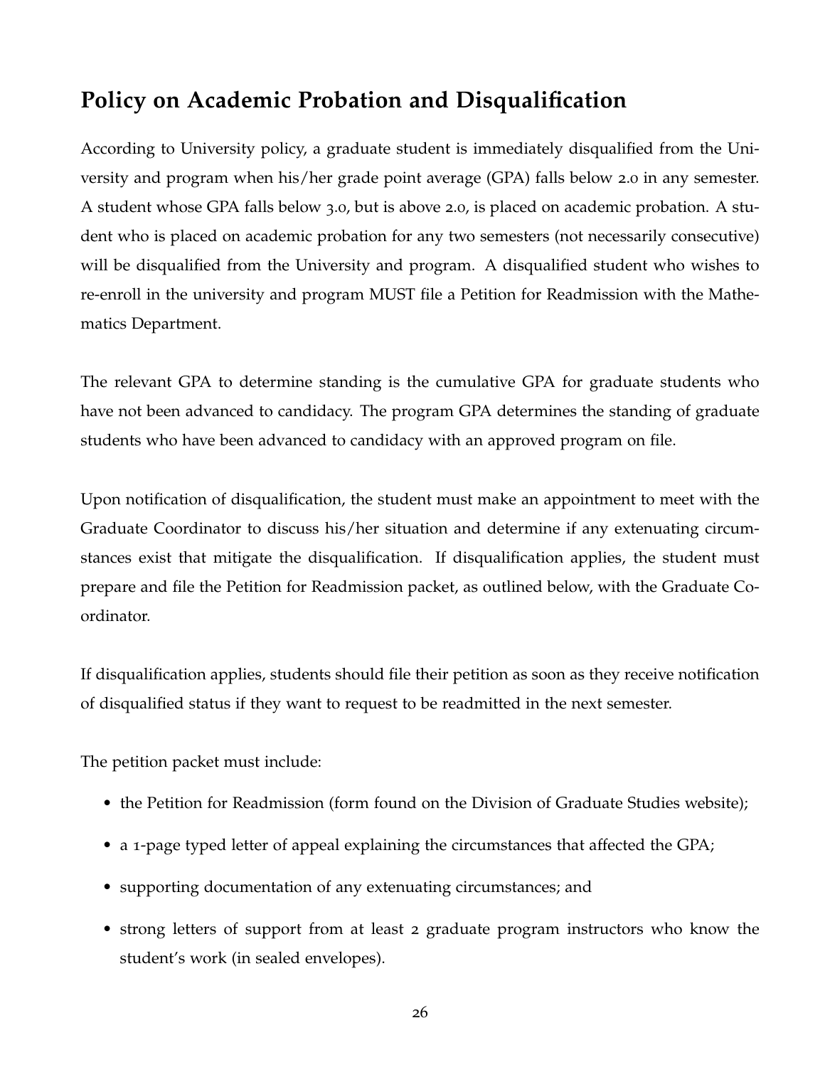## Policy on Academic Probation and Disqualification

According to University policy, a graduate student is immediately disqualified from the University and program when his/her grade point average (GPA) falls below 2.0 in any semester. A student whose GPA falls below 3.0, but is above 2.0, is placed on academic probation. A student who is placed on academic probation for any two semesters (not necessarily consecutive) will be disqualified from the University and program. A disqualified student who wishes to re-enroll in the university and program MUST file a Petition for Readmission with the Mathematics Department.

The relevant GPA to determine standing is the cumulative GPA for graduate students who have not been advanced to candidacy. The program GPA determines the standing of graduate students who have been advanced to candidacy with an approved program on file.

Upon notification of disqualification, the student must make an appointment to meet with the Graduate Coordinator to discuss his/her situation and determine if any extenuating circumstances exist that mitigate the disqualification. If disqualification applies, the student must prepare and file the Petition for Readmission packet, as outlined below, with the Graduate Coordinator.

If disqualification applies, students should file their petition as soon as they receive notification of disqualified status if they want to request to be readmitted in the next semester.

The petition packet must include:

- the Petition for Readmission (form found on the Division of Graduate Studies website);
- a 1-page typed letter of appeal explaining the circumstances that affected the GPA;
- supporting documentation of any extenuating circumstances; and
- strong letters of support from at least 2 graduate program instructors who know the student's work (in sealed envelopes).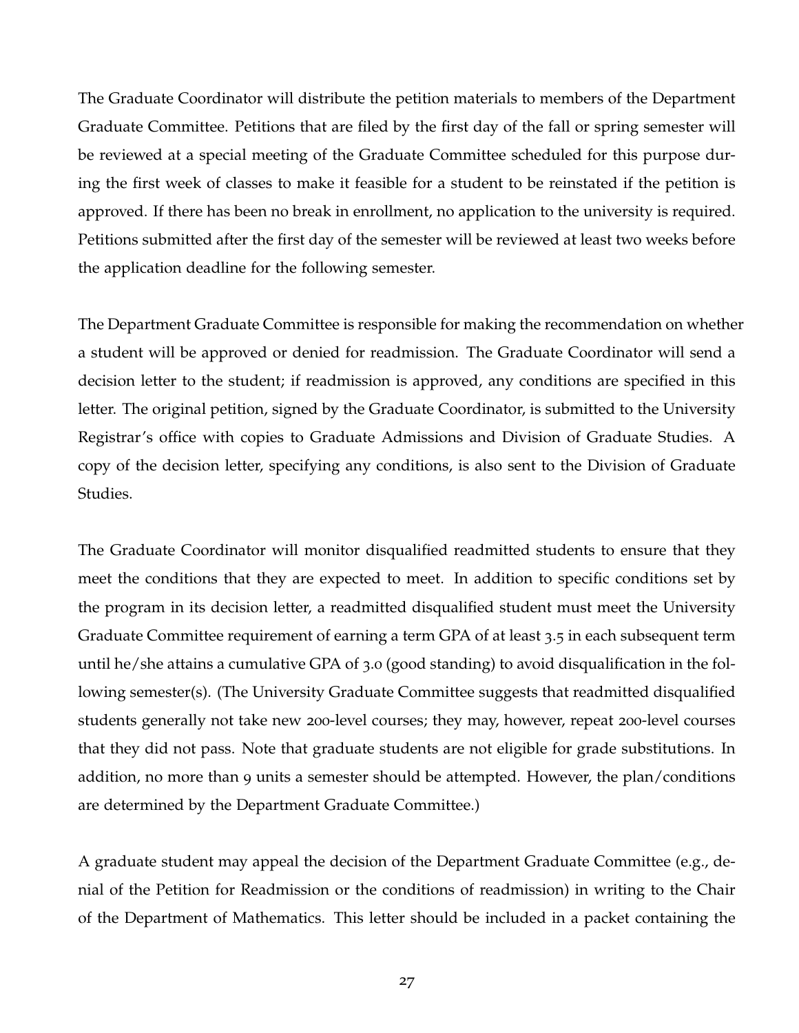The Graduate Coordinator will distribute the petition materials to members of the Department Graduate Committee. Petitions that are filed by the first day of the fall or spring semester will be reviewed at a special meeting of the Graduate Committee scheduled for this purpose during the first week of classes to make it feasible for a student to be reinstated if the petition is approved. If there has been no break in enrollment, no application to the university is required. Petitions submitted after the first day of the semester will be reviewed at least two weeks before the application deadline for the following semester.

The Department Graduate Committee is responsible for making the recommendation on whether a student will be approved or denied for readmission. The Graduate Coordinator will send a decision letter to the student; if readmission is approved, any conditions are specified in this letter. The original petition, signed by the Graduate Coordinator, is submitted to the University Registrar's office with copies to Graduate Admissions and Division of Graduate Studies. A copy of the decision letter, specifying any conditions, is also sent to the Division of Graduate Studies.

The Graduate Coordinator will monitor disqualified readmitted students to ensure that they meet the conditions that they are expected to meet. In addition to specific conditions set by the program in its decision letter, a readmitted disqualified student must meet the University Graduate Committee requirement of earning a term GPA of at least 3.5 in each subsequent term until he/she attains a cumulative GPA of 3.0 (good standing) to avoid disqualification in the following semester(s). (The University Graduate Committee suggests that readmitted disqualified students generally not take new 200-level courses; they may, however, repeat 200-level courses that they did not pass. Note that graduate students are not eligible for grade substitutions. In addition, no more than 9 units a semester should be attempted. However, the plan/conditions are determined by the Department Graduate Committee.)

A graduate student may appeal the decision of the Department Graduate Committee (e.g., denial of the Petition for Readmission or the conditions of readmission) in writing to the Chair of the Department of Mathematics. This letter should be included in a packet containing the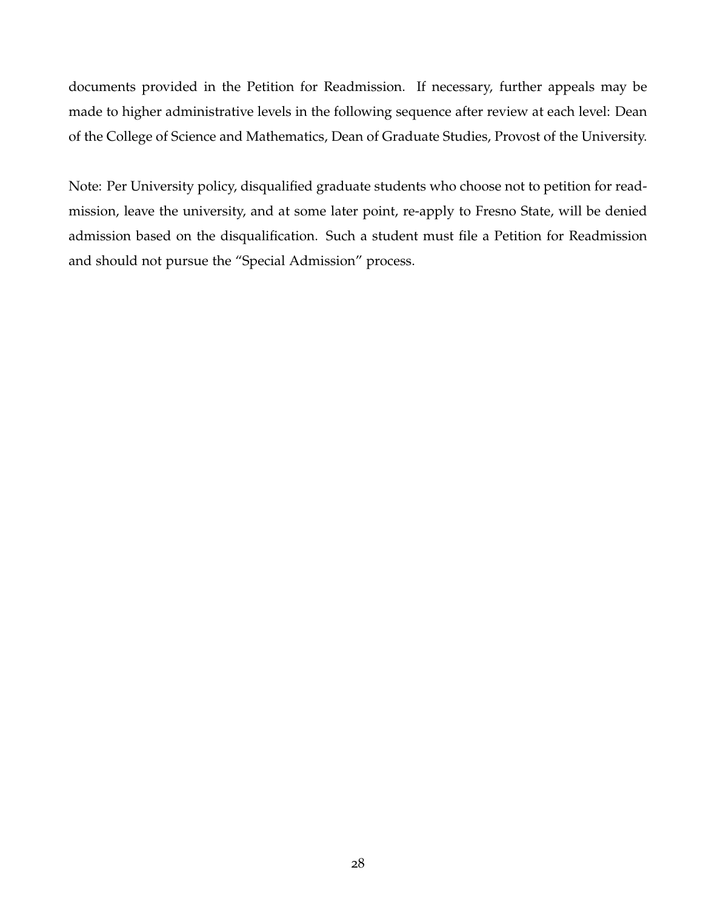documents provided in the Petition for Readmission. If necessary, further appeals may be made to higher administrative levels in the following sequence after review at each level: Dean of the College of Science and Mathematics, Dean of Graduate Studies, Provost of the University.

Note: Per University policy, disqualified graduate students who choose not to petition for readmission, leave the university, and at some later point, re-apply to Fresno State, will be denied admission based on the disqualification. Such a student must file a Petition for Readmission and should not pursue the "Special Admission" process.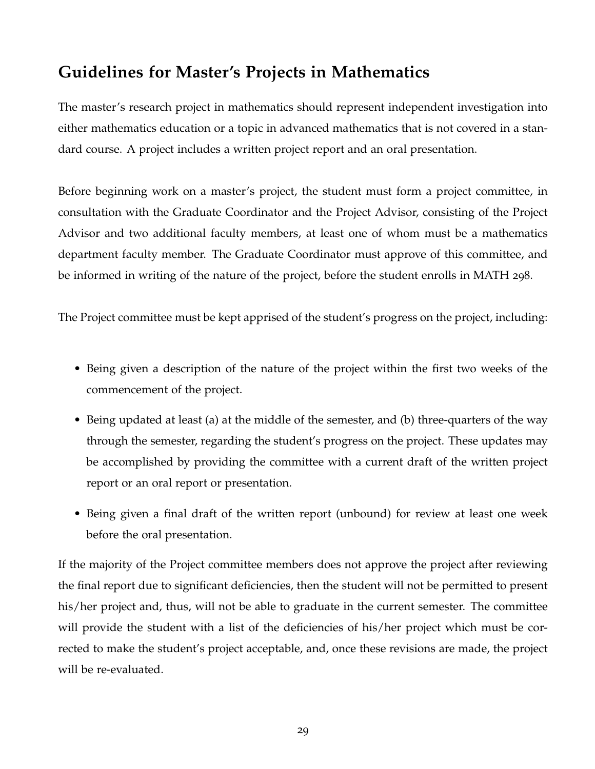## Guidelines for Master's Projects in Mathematics

The master's research project in mathematics should represent independent investigation into either mathematics education or a topic in advanced mathematics that is not covered in a standard course. A project includes a written project report and an oral presentation.

Before beginning work on a master's project, the student must form a project committee, in consultation with the Graduate Coordinator and the Project Advisor, consisting of the Project Advisor and two additional faculty members, at least one of whom must be a mathematics department faculty member. The Graduate Coordinator must approve of this committee, and be informed in writing of the nature of the project, before the student enrolls in MATH 298.

The Project committee must be kept apprised of the student's progress on the project, including:

- Being given a description of the nature of the project within the first two weeks of the commencement of the project.
- Being updated at least (a) at the middle of the semester, and (b) three-quarters of the way through the semester, regarding the student's progress on the project. These updates may be accomplished by providing the committee with a current draft of the written project report or an oral report or presentation.
- Being given a final draft of the written report (unbound) for review at least one week before the oral presentation.

If the majority of the Project committee members does not approve the project after reviewing the final report due to significant deficiencies, then the student will not be permitted to present his/her project and, thus, will not be able to graduate in the current semester. The committee will provide the student with a list of the deficiencies of his/her project which must be corrected to make the student's project acceptable, and, once these revisions are made, the project will be re-evaluated.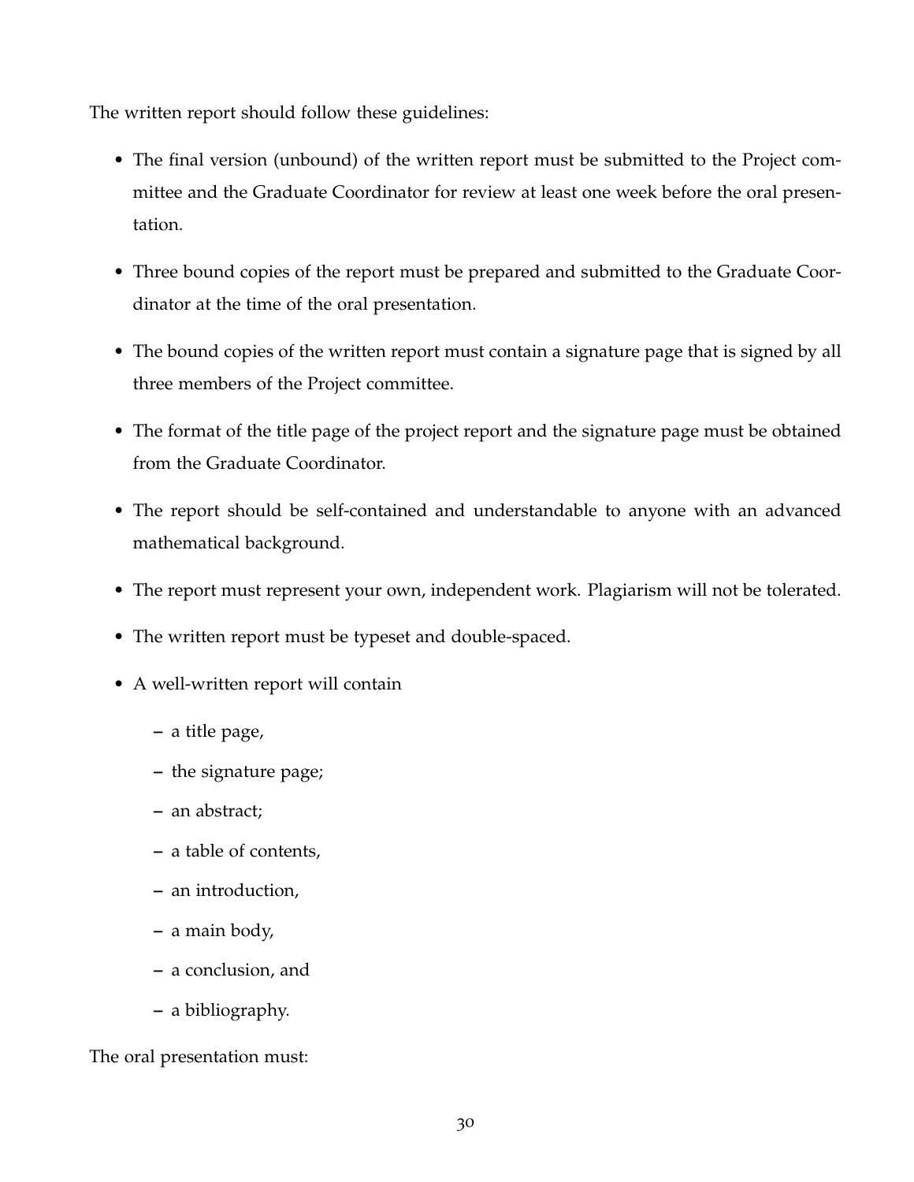The written report should follow these guidelines:

- The final version (unbound) of the written report must be submitted to the Project committee and the Graduate Coordinator for review at least one week before the oral presentation.
- Three bound copies of the report must be prepared and submitted to the Graduate Coordinator at the time of the oral presentation.
- The bound copies of the written report must contain a signature page that is signed by all three members of the Project committee.
- The format of the title page of the project report and the signature page must be obtained from the Graduate Coordinator.
- The report should be self-contained and understandable to anyone with an advanced mathematical background.
- The report must represent your own, independent work. Plagiarism will not be tolerated.
- The written report must be typeset and double-spaced.
- A well-written report will contain
  - a title page,
  - the signature page;
  - an abstract;
  - a table of contents,
  - an introduction,
  - a main body,
  - a conclusion, and
  - a bibliography.

The oral presentation must: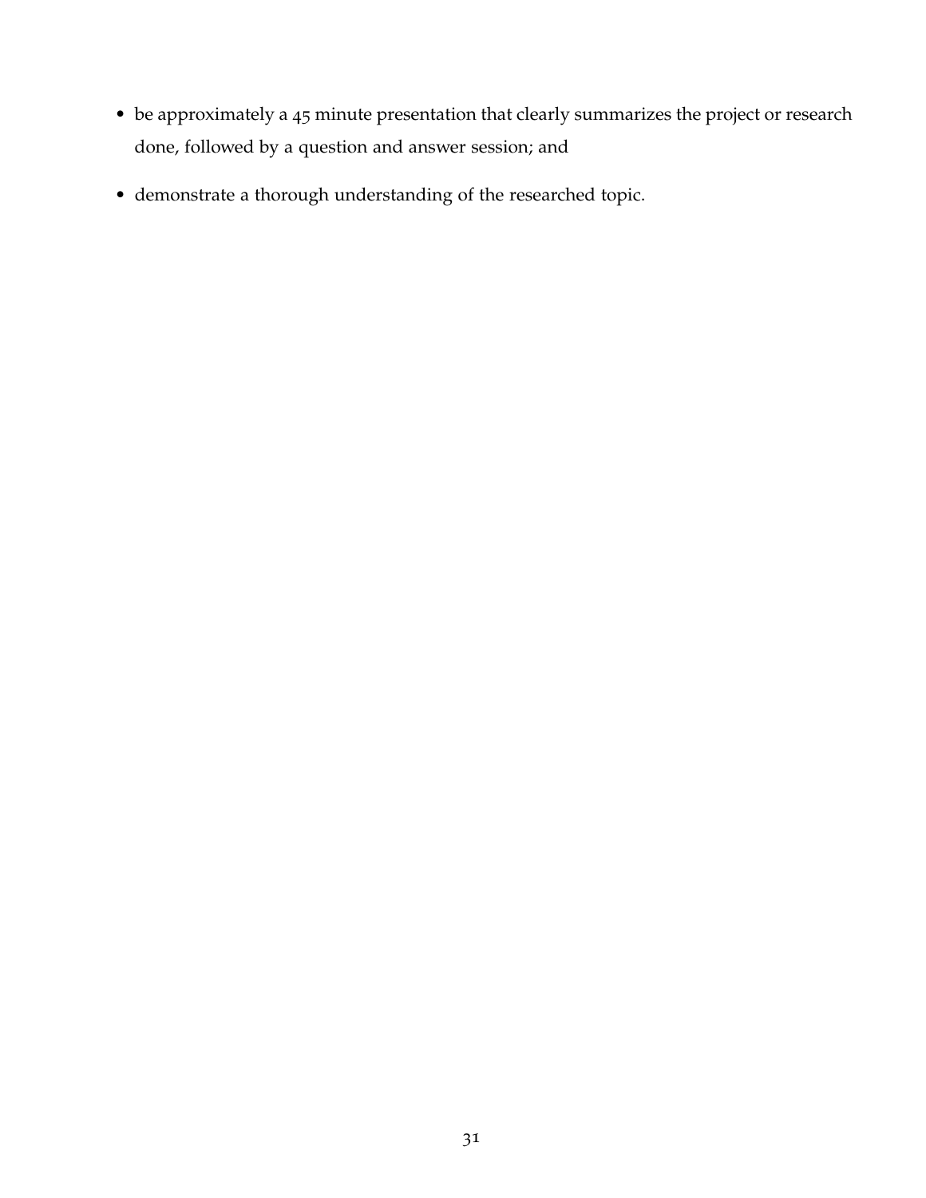- be approximately a 45 minute presentation that clearly summarizes the project or research done, followed by a question and answer session; and
- demonstrate a thorough understanding of the researched topic.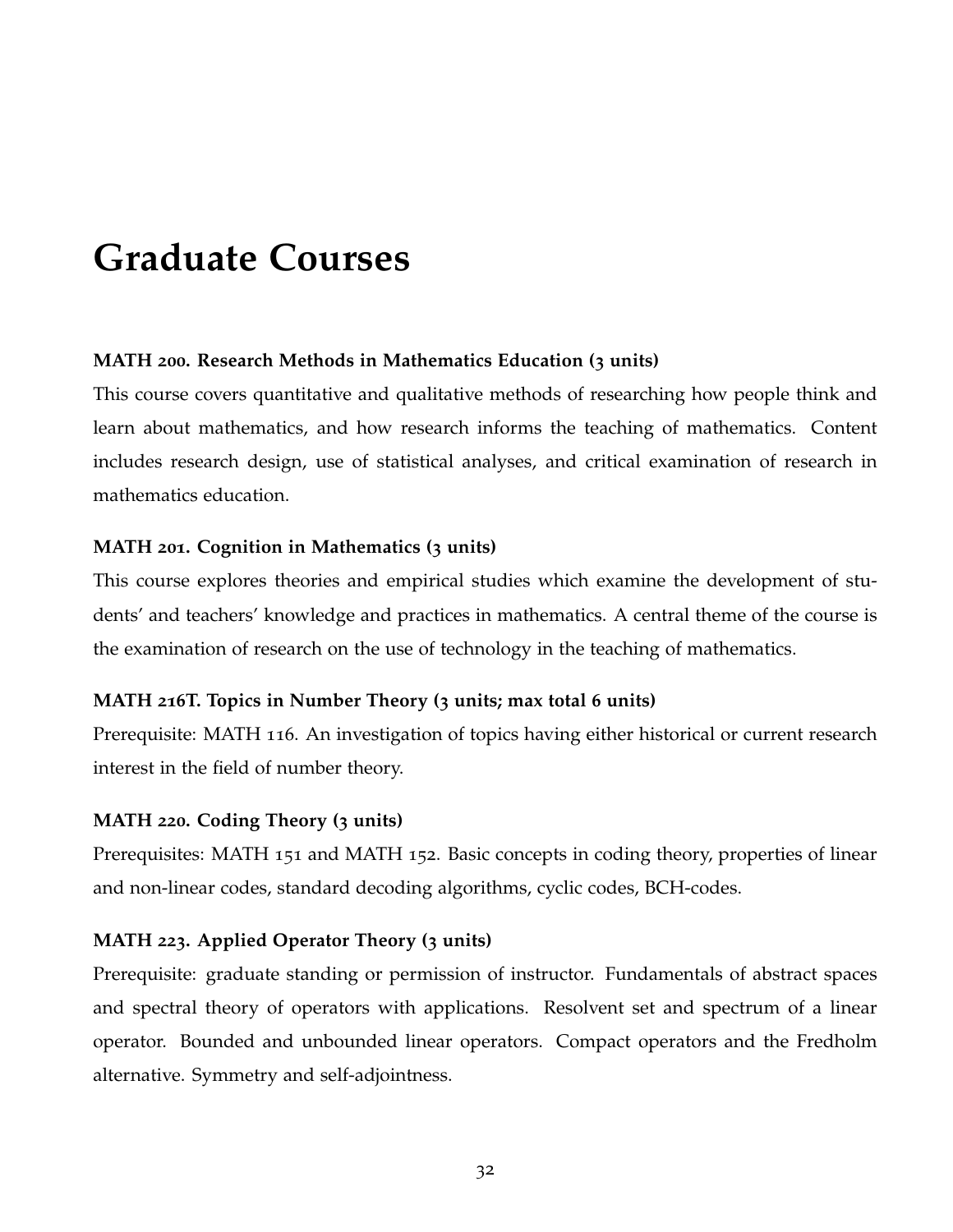# Graduate Courses

**MATH 200. Research Methods in Mathematics Education (3 units)**

This course covers quantitative and qualitative methods of researching how people think and learn about mathematics, and how research informs the teaching of mathematics. Content includes research design, use of statistical analyses, and critical examination of research in mathematics education.

**MATH 201. Cognition in Mathematics (3 units)**

This course explores theories and empirical studies which examine the development of students' and teachers' knowledge and practices in mathematics. A central theme of the course is the examination of research on the use of technology in the teaching of mathematics.

**MATH 216T. Topics in Number Theory (3 units; max total 6 units)**

Prerequisite: MATH 116. An investigation of topics having either historical or current research interest in the field of number theory.

**MATH 220. Coding Theory (3 units)**

Prerequisites: MATH 151 and MATH 152. Basic concepts in coding theory, properties of linear and non-linear codes, standard decoding algorithms, cyclic codes, BCH-codes.

**MATH 223. Applied Operator Theory (3 units)**

Prerequisite: graduate standing or permission of instructor. Fundamentals of abstract spaces and spectral theory of operators with applications. Resolvent set and spectrum of a linear operator. Bounded and unbounded linear operators. Compact operators and the Fredholm alternative. Symmetry and self-adjointness.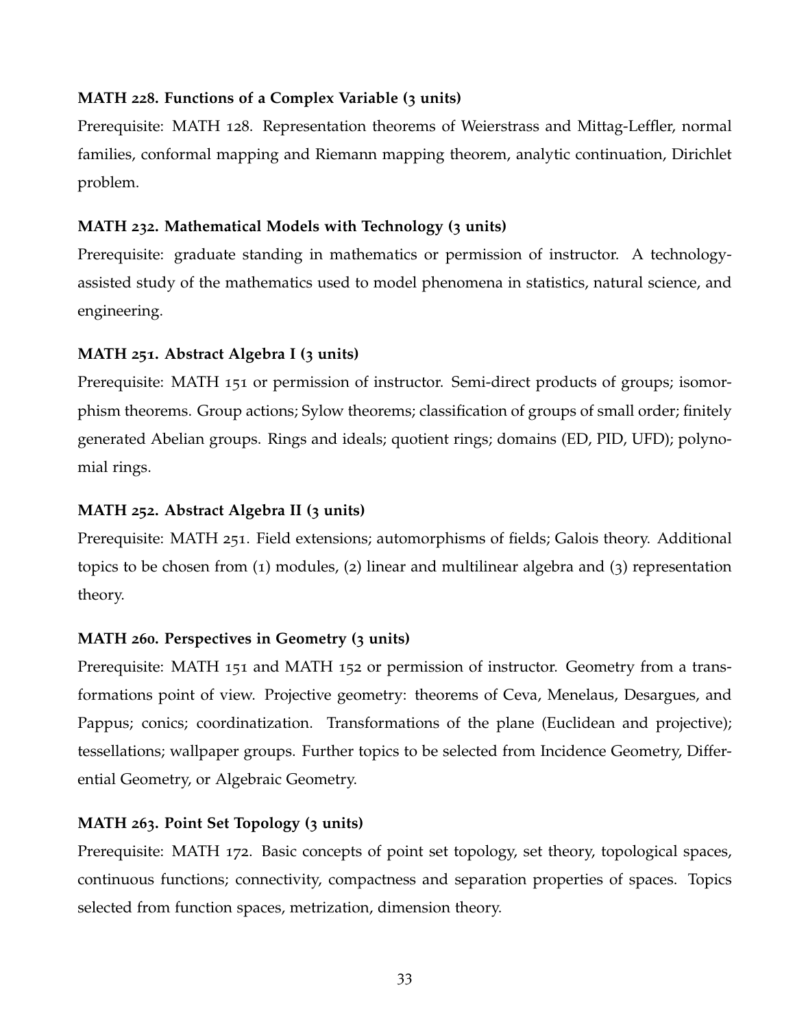**MATH 228. Functions of a Complex Variable (3 units)**

Prerequisite: MATH 128. Representation theorems of Weierstrass and Mittag-Leffler, normal families, conformal mapping and Riemann mapping theorem, analytic continuation, Dirichlet problem.

**MATH 232. Mathematical Models with Technology (3 units)**

Prerequisite: graduate standing in mathematics or permission of instructor. A technology-assisted study of the mathematics used to model phenomena in statistics, natural science, and engineering.

**MATH 251. Abstract Algebra I (3 units)**

Prerequisite: MATH 151 or permission of instructor. Semi-direct products of groups; isomorphism theorems. Group actions; Sylow theorems; classification of groups of small order; finitely generated Abelian groups. Rings and ideals; quotient rings; domains (ED, PID, UFD); polynomial rings.

**MATH 252. Abstract Algebra II (3 units)**

Prerequisite: MATH 251. Field extensions; automorphisms of fields; Galois theory. Additional topics to be chosen from (1) modules, (2) linear and multilinear algebra and (3) representation theory.

**MATH 260. Perspectives in Geometry (3 units)**

Prerequisite: MATH 151 and MATH 152 or permission of instructor. Geometry from a transformations point of view. Projective geometry: theorems of Ceva, Menelaus, Desargues, and Pappus; conics; coordinatization. Transformations of the plane (Euclidean and projective); tessellations; wallpaper groups. Further topics to be selected from Incidence Geometry, Differential Geometry, or Algebraic Geometry.

**MATH 263. Point Set Topology (3 units)**

Prerequisite: MATH 172. Basic concepts of point set topology, set theory, topological spaces, continuous functions; connectivity, compactness and separation properties of spaces. Topics selected from function spaces, metrization, dimension theory.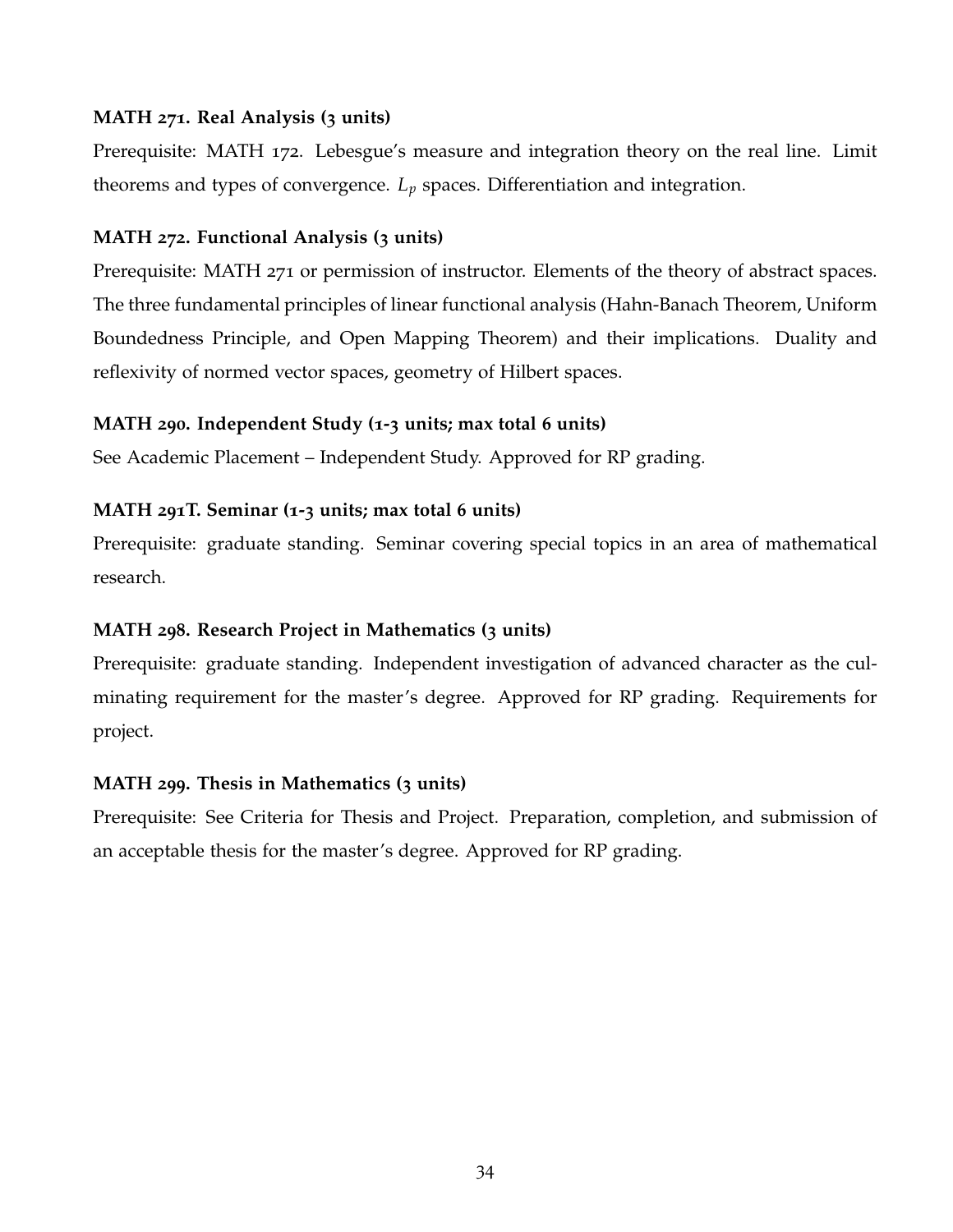**MATH 271. Real Analysis (3 units)**

Prerequisite: MATH 172. Lebesgue's measure and integration theory on the real line. Limit theorems and types of convergence. $L_p$ spaces. Differentiation and integration.

**MATH 272. Functional Analysis (3 units)**

Prerequisite: MATH 271 or permission of instructor. Elements of the theory of abstract spaces. The three fundamental principles of linear functional analysis (Hahn-Banach Theorem, Uniform Boundedness Principle, and Open Mapping Theorem) and their implications. Duality and reflexivity of normed vector spaces, geometry of Hilbert spaces.

**MATH 290. Independent Study (1-3 units; max total 6 units)**

See Academic Placement – Independent Study. Approved for RP grading.

**MATH 291T. Seminar (1-3 units; max total 6 units)**

Prerequisite: graduate standing. Seminar covering special topics in an area of mathematical research.

**MATH 298. Research Project in Mathematics (3 units)**

Prerequisite: graduate standing. Independent investigation of advanced character as the culminating requirement for the master's degree. Approved for RP grading. Requirements for project.

**MATH 299. Thesis in Mathematics (3 units)**

Prerequisite: See Criteria for Thesis and Project. Preparation, completion, and submission of an acceptable thesis for the master's degree. Approved for RP grading.